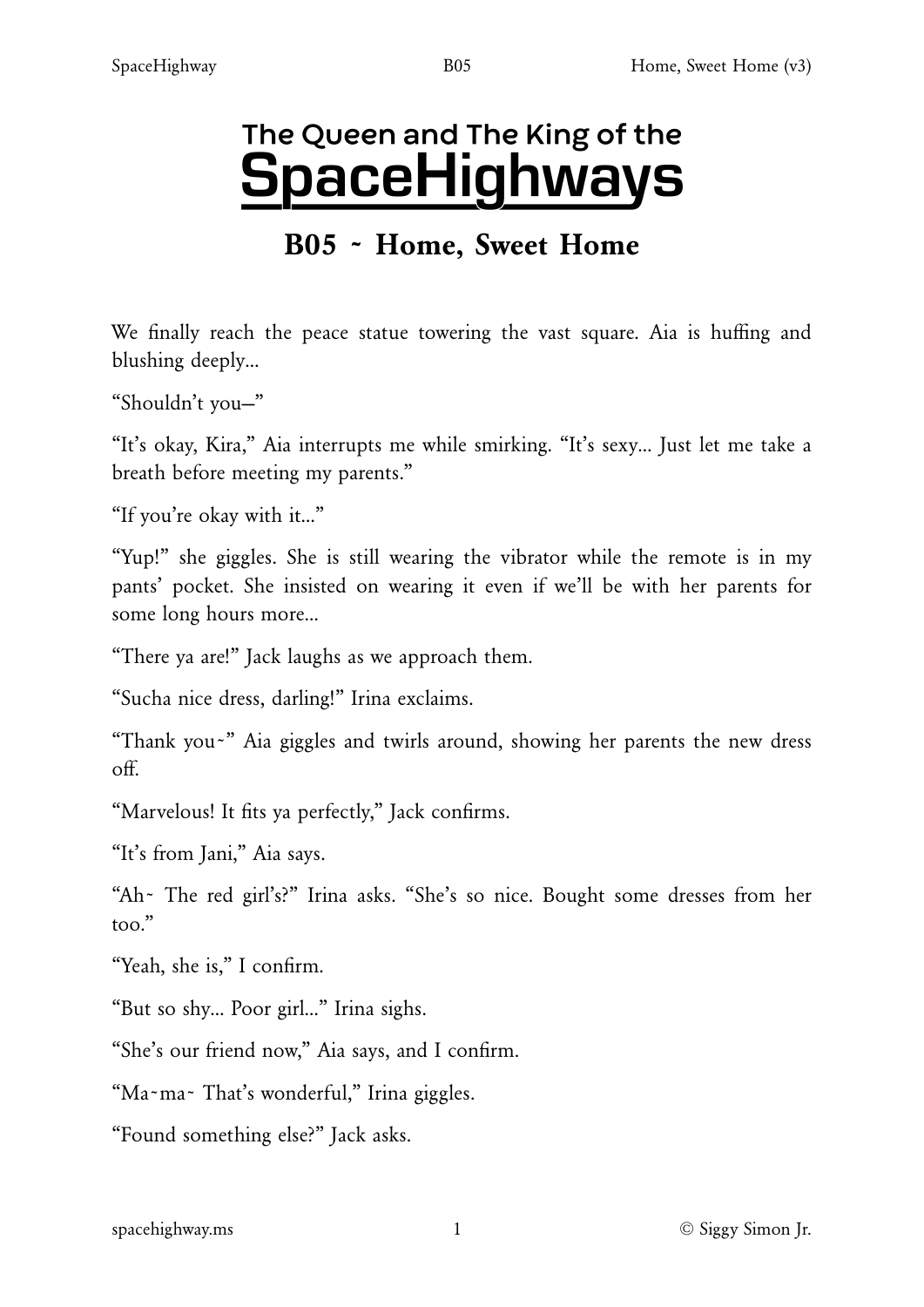# The Queen and The King of the SpaceHighways

## B05 ~ Home, Sweet Home

We finally reach the peace statue towering the vast square. Aia is huffing and blushing deeply...

"Shouldn't you—"

"It's okay, Kira," Aia interrupts me while smirking. "It's sexy... Just let me take a breath before meeting my parents."

"If you're okay with it..."

"Yup!" she giggles. She is still wearing the vibrator while the remote is in my pants' pocket. She insisted on wearing it even if we'll be with her parents for some long hours more...

"There ya are!" Jack laughs as we approach them.

"Sucha nice dress, darling!" Irina exclaims.

"Thank you~" Aia giggles and twirls around, showing her parents the new dress off.

"Marvelous! It fits ya perfectly," Jack confirms.

"It's from Jani," Aia says.

"Ah~ The red girl's?" Irina asks. "She's so nice. Bought some dresses from her too."

"Yeah, she is," I confirm.

"But so shy... Poor girl..." Irina sighs.

"She's our friend now," Aia says, and I confirm.

"Ma~ma~ That's wonderful," Irina giggles.

"Found something else?" Jack asks.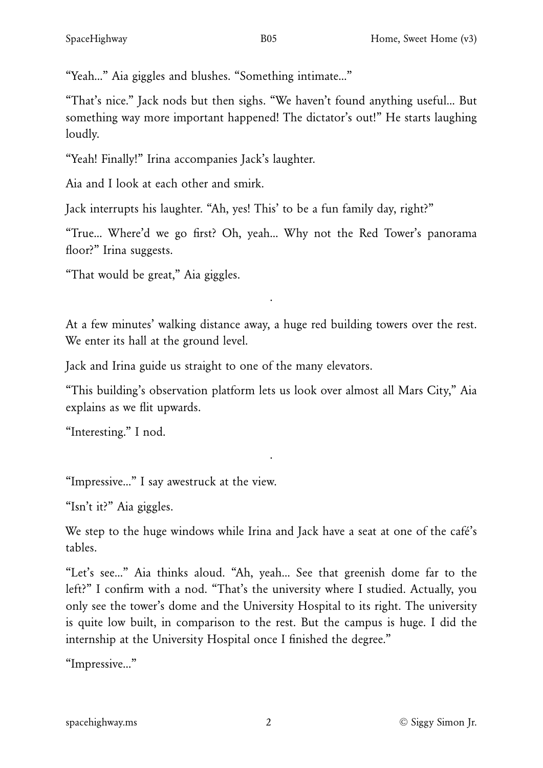"Yeah..." Aia giggles and blushes. "Something intimate..."

"That's nice." Jack nods but then sighs. "We haven't found anything useful... But something way more important happened! The dictator's out!" He starts laughing loudly.

"Yeah! Finally!" Irina accompanies Jack's laughter.

Aia and I look at each other and smirk.

Jack interrupts his laughter. "Ah, yes! This' to be a fun family day, right?"

"True... Where'd we go first? Oh, yeah... Why not the Red Tower's panorama floor?" Irina suggests.

"That would be great," Aia giggles.

.

At a few minutes' walking distance away, a huge red building towers over the rest. We enter its hall at the ground level.

Jack and Irina guide us straight to one of the many elevators.

"This building's observation platform lets us look over almost all Mars City," Aia explains as we flit upwards.

"Interesting." I nod.

.

"Impressive..." I say awestruck at the view.

"Isn't it?" Aia giggles.

We step to the huge windows while Irina and Jack have a seat at one of the café's tables.

"Let's see..." Aia thinks aloud. "Ah, yeah... See that greenish dome far to the left?" I confirm with a nod. "That's the university where I studied. Actually, you only see the tower's dome and the University Hospital to its right. The university is quite low built, in comparison to the rest. But the campus is huge. I did the internship at the University Hospital once I finished the degree."

"Impressive..."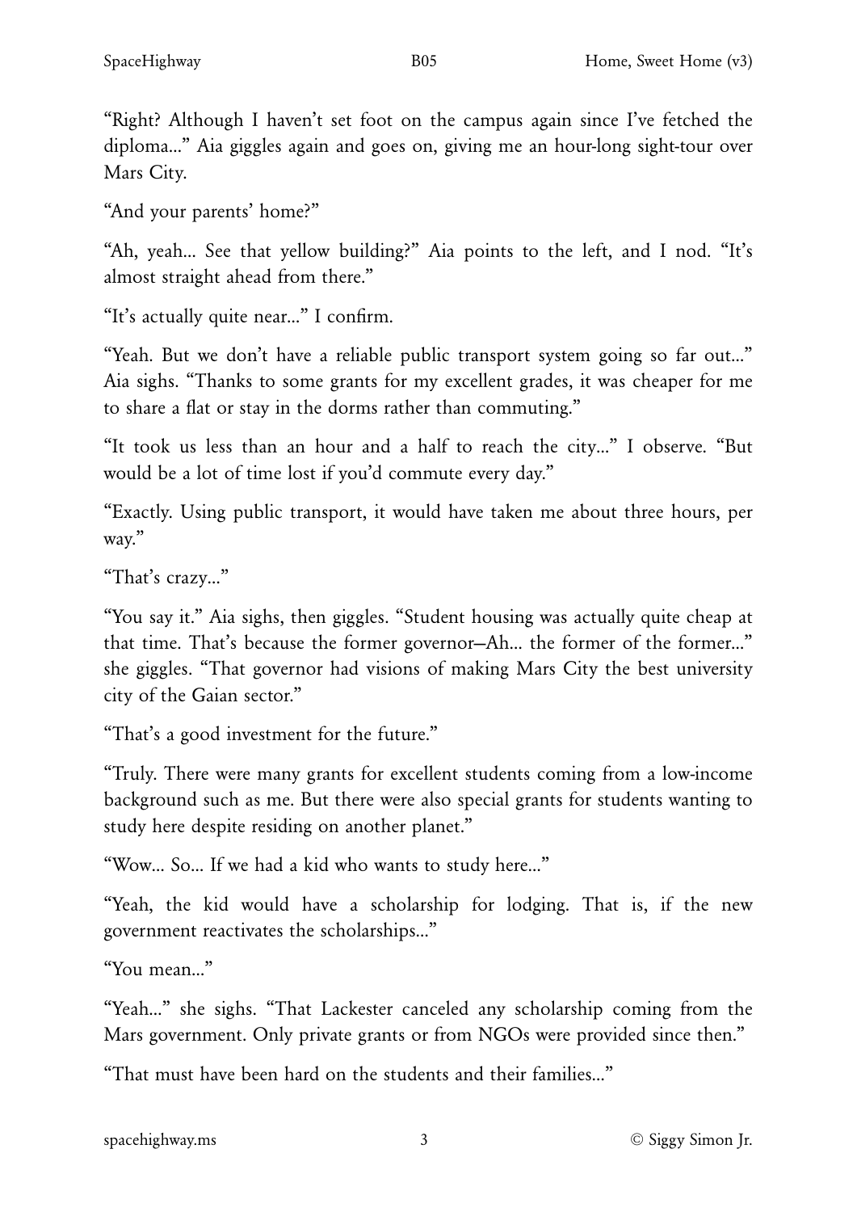"Right? Although I haven't set foot on the campus again since I've fetched the diploma..." Aia giggles again and goes on, giving me an hour-long sight-tour over Mars City.

"And your parents' home?"

"Ah, yeah... See that yellow building?" Aia points to the left, and I nod. "It's almost straight ahead from there."

"It's actually quite near..." I confirm.

"Yeah. But we don't have a reliable public transport system going so far out..." Aia sighs. "Thanks to some grants for my excellent grades, it was cheaper for me to share a flat or stay in the dorms rather than commuting."

"It took us less than an hour and a half to reach the city..." I observe. "But would be a lot of time lost if you'd commute every day."

"Exactly. Using public transport, it would have taken me about three hours, per way."

"That's crazy..."

"You say it." Aia sighs, then giggles. "Student housing was actually quite cheap at that time. That's because the former governor—Ah... the former of the former..." she giggles. "That governor had visions of making Mars City the best university city of the Gaian sector."

"That's a good investment for the future."

"Truly. There were many grants for excellent students coming from a low-income background such as me. But there were also special grants for students wanting to study here despite residing on another planet."

"Wow... So... If we had a kid who wants to study here..."

"Yeah, the kid would have a scholarship for lodging. That is, if the new government reactivates the scholarships..."

"You mean..."

"Yeah..." she sighs. "That Lackester canceled any scholarship coming from the Mars government. Only private grants or from NGOs were provided since then."

"That must have been hard on the students and their families..."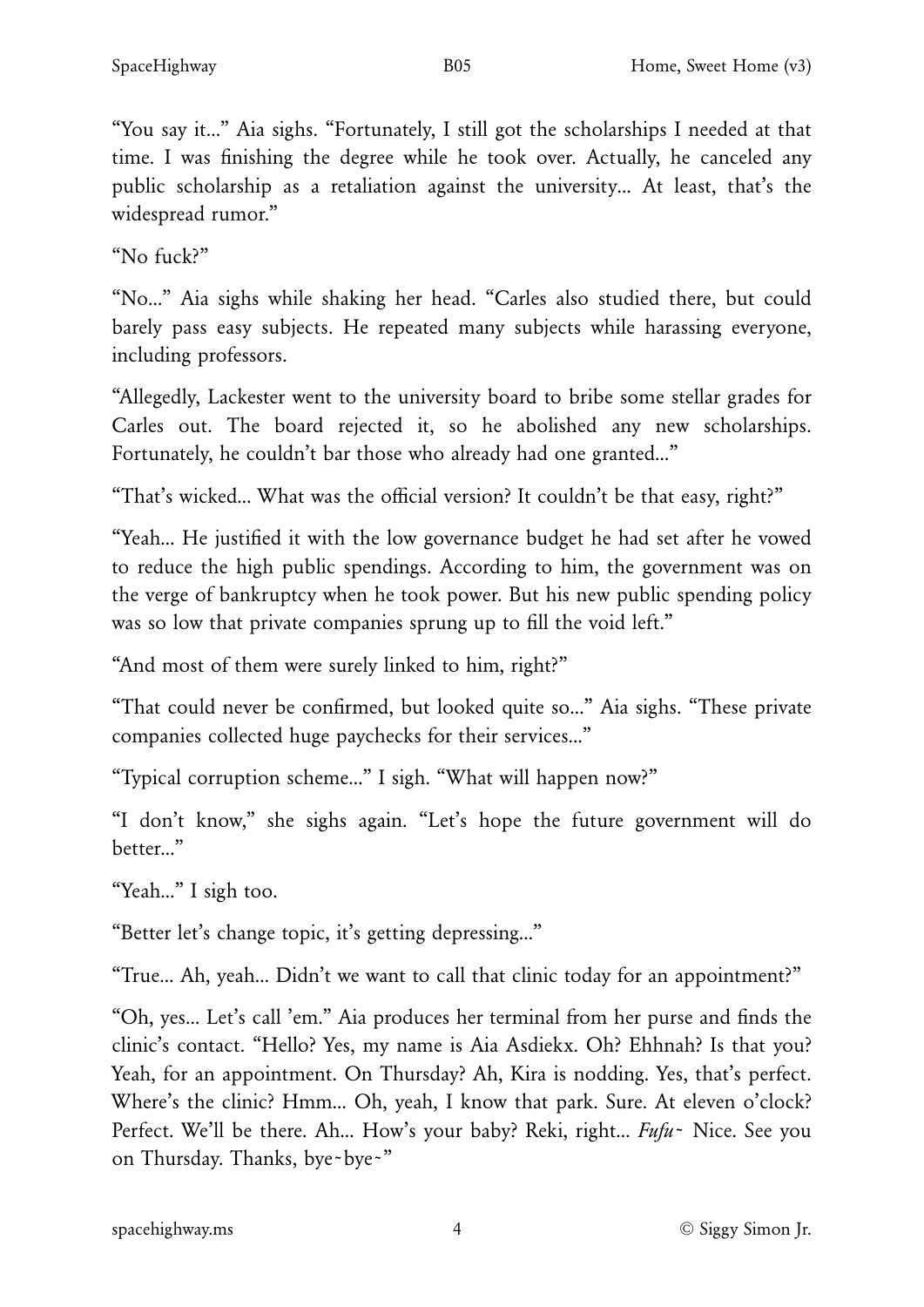"You say it..." Aia sighs. "Fortunately, I still got the scholarships I needed at that time. I was finishing the degree while he took over. Actually, he canceled any public scholarship as a retaliation against the university... At least, that's the widespread rumor."

"No fuck?"

"No..." Aia sighs while shaking her head. "Carles also studied there, but could barely pass easy subjects. He repeated many subjects while harassing everyone, including professors.

"Allegedly, Lackester went to the university board to bribe some stellar grades for Carles out. The board rejected it, so he abolished any new scholarships. Fortunately, he couldn't bar those who already had one granted..."

"That's wicked... What was the official version? It couldn't be that easy, right?"

"Yeah... He justified it with the low governance budget he had set after he vowed to reduce the high public spendings. According to him, the government was on the verge of bankruptcy when he took power. But his new public spending policy was so low that private companies sprung up to fill the void left."

"And most of them were surely linked to him, right?"

"That could never be confirmed, but looked quite so..." Aia sighs. "These private companies collected huge paychecks for their services..."

"Typical corruption scheme..." I sigh. "What will happen now?"

"I don't know," she sighs again. "Let's hope the future government will do better..."

"Yeah..." I sigh too.

"Better let's change topic, it's getting depressing..."

"True... Ah, yeah... Didn't we want to call that clinic today for an appointment?"

"Oh, yes... Let's call 'em." Aia produces her terminal from her purse and finds the clinic's contact. "Hello? Yes, my name is Aia Asdiekx. Oh? Ehhnah? Is that you? Yeah, for an appointment. On Thursday? Ah, Kira is nodding. Yes, that's perfect. Where's the clinic? Hmm... Oh, yeah, I know that park. Sure. At eleven o'clock? Perfect. We'll be there. Ah... How's your baby? Reki, right... *Fufu~* Nice. See you on Thursday. Thanks, bye~bye~"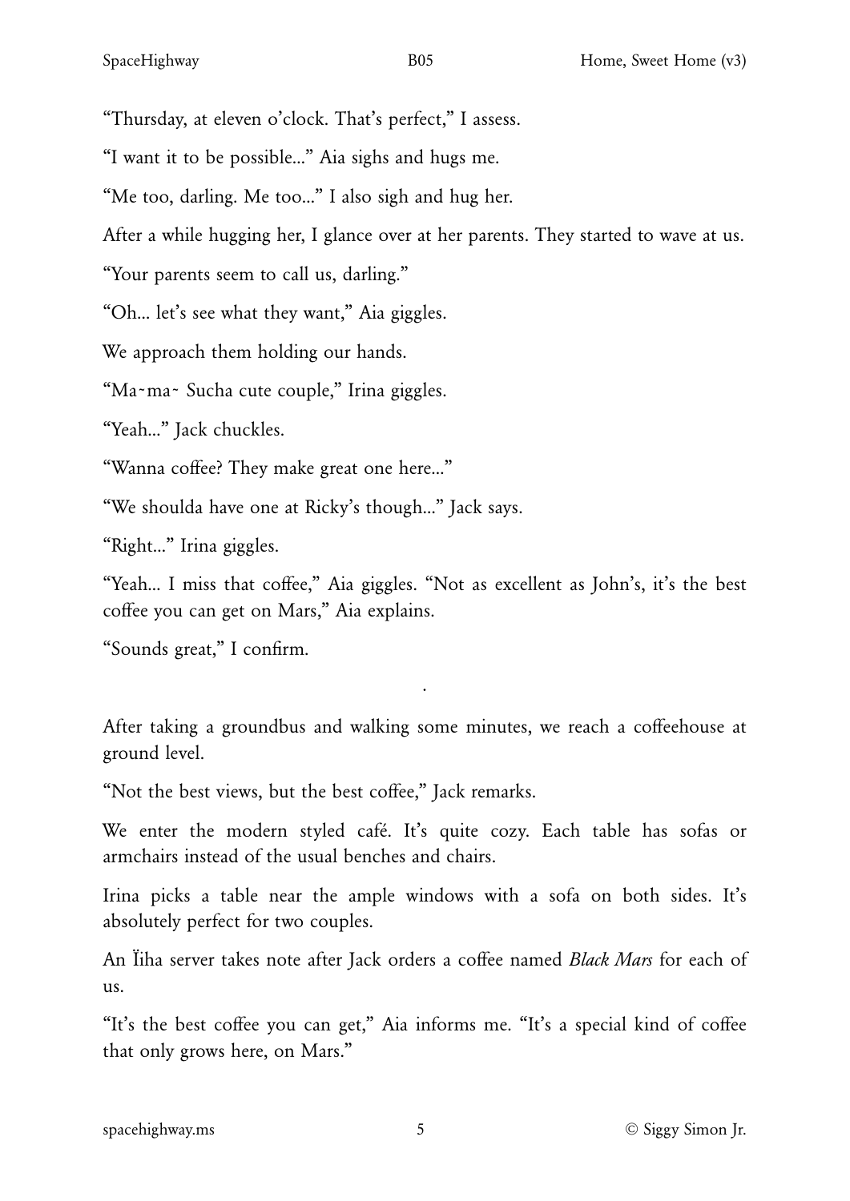"Thursday, at eleven o'clock. That's perfect," I assess.

"I want it to be possible..." Aia sighs and hugs me.

"Me too, darling. Me too..." I also sigh and hug her.

After a while hugging her, I glance over at her parents. They started to wave at us.

"Your parents seem to call us, darling."

"Oh... let's see what they want," Aia giggles.

We approach them holding our hands.

"Ma~ma~ Sucha cute couple," Irina giggles.

"Yeah..." Jack chuckles.

"Wanna coffee? They make great one here..."

"We shoulda have one at Ricky's though..." Jack says.

"Right..." Irina giggles.

"Yeah... I miss that coffee," Aia giggles. "Not as excellent as John's, it's the best coffee you can get on Mars," Aia explains.

"Sounds great," I confirm.

·

After taking a groundbus and walking some minutes, we reach a coffeehouse at ground level.

"Not the best views, but the best coffee," Jack remarks.

We enter the modern styled café. It's quite cozy. Each table has sofas or armchairs instead of the usual benches and chairs.

Irina picks a table near the ample windows with a sofa on both sides. It's absolutely perfect for two couples.

An Ïiha server takes note after Jack orders a coffee named *Black Mars* for each of us.

"It's the best coffee you can get," Aia informs me. "It's a special kind of coffee that only grows here, on Mars."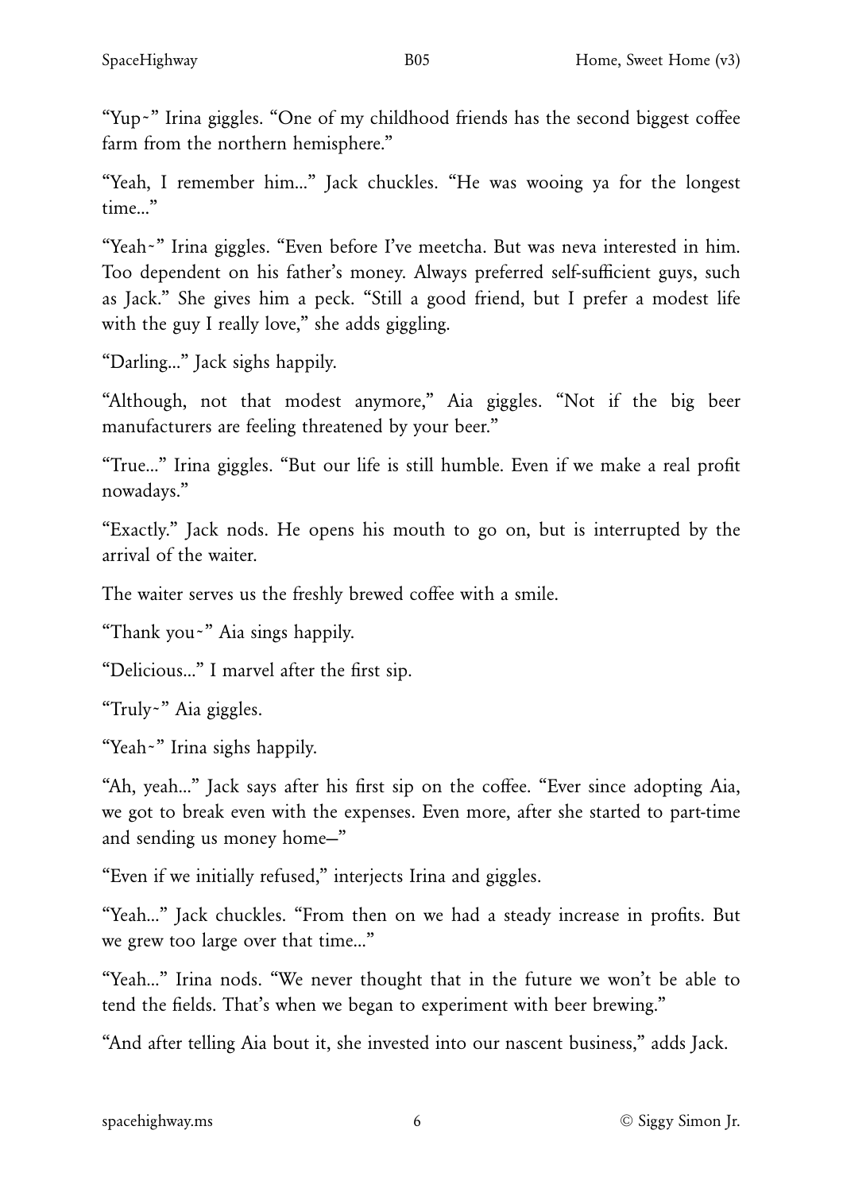"Yup~" Irina giggles. "One of my childhood friends has the second biggest coffee farm from the northern hemisphere."

"Yeah, I remember him..." Jack chuckles. "He was wooing ya for the longest time..."

"Yeah~" Irina giggles. "Even before I've meetcha. But was neva interested in him. Too dependent on his father's money. Always preferred self-sufficient guys, such as Jack." She gives him a peck. "Still a good friend, but I prefer a modest life with the guy I really love," she adds giggling.

"Darling..." Jack sighs happily.

"Although, not that modest anymore," Aia giggles. "Not if the big beer manufacturers are feeling threatened by your beer."

"True..." Irina giggles. "But our life is still humble. Even if we make a real profit nowadays."

"Exactly." Jack nods. He opens his mouth to go on, but is interrupted by the arrival of the waiter.

The waiter serves us the freshly brewed coffee with a smile.

"Thank you~" Aia sings happily.

"Delicious..." I marvel after the first sip.

"Truly~" Aia giggles.

"Yeah~" Irina sighs happily.

"Ah, yeah..." Jack says after his first sip on the coffee. "Ever since adopting Aia, we got to break even with the expenses. Even more, after she started to part-time and sending us money home—"

"Even if we initially refused," interjects Irina and giggles.

"Yeah..." Jack chuckles. "From then on we had a steady increase in profits. But we grew too large over that time..."

"Yeah..." Irina nods. "We never thought that in the future we won't be able to tend the fields. That's when we began to experiment with beer brewing."

"And after telling Aia bout it, she invested into our nascent business," adds Jack.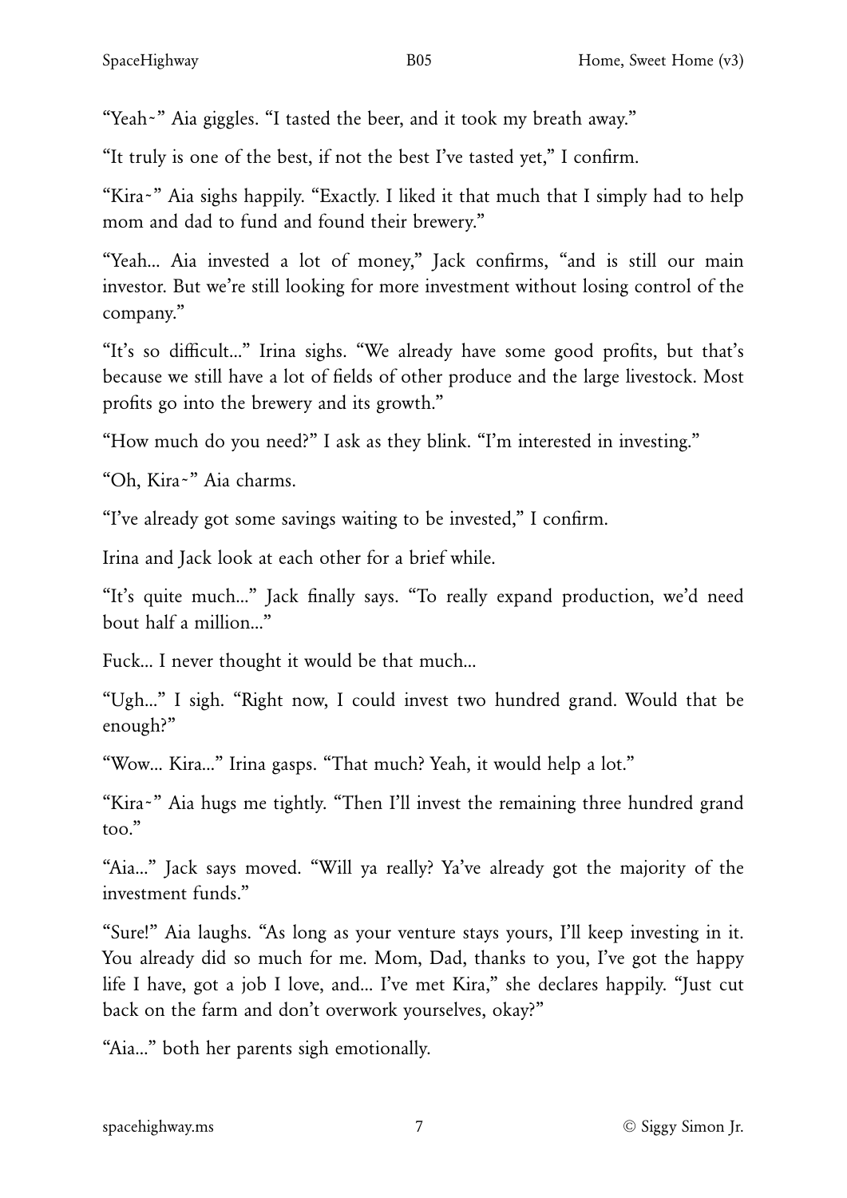"Yeah~" Aia giggles. "I tasted the beer, and it took my breath away."

"It truly is one of the best, if not the best I've tasted yet," I confirm.

"Kira~" Aia sighs happily. "Exactly. I liked it that much that I simply had to help mom and dad to fund and found their brewery."

"Yeah... Aia invested a lot of money," Jack confirms, "and is still our main investor. But we're still looking for more investment without losing control of the company."

"It's so difficult..." Irina sighs. "We already have some good profits, but that's because we still have a lot of fields of other produce and the large livestock. Most profits go into the brewery and its growth."

"How much do you need?" I ask as they blink. "I'm interested in investing."

"Oh, Kira~" Aia charms.

"I've already got some savings waiting to be invested," I confirm.

Irina and Jack look at each other for a brief while.

"It's quite much..." Jack finally says. "To really expand production, we'd need bout half a million..."

Fuck... I never thought it would be that much...

"Ugh..." I sigh. "Right now, I could invest two hundred grand. Would that be enough?"

"Wow... Kira..." Irina gasps. "That much? Yeah, it would help a lot."

"Kira~" Aia hugs me tightly. "Then I'll invest the remaining three hundred grand too."

"Aia..." Jack says moved. "Will ya really? Ya've already got the majority of the investment funds."

"Sure!" Aia laughs. "As long as your venture stays yours, I'll keep investing in it. You already did so much for me. Mom, Dad, thanks to you, I've got the happy life I have, got a job I love, and... I've met Kira," she declares happily. "Just cut back on the farm and don't overwork yourselves, okay?"

"Aia..." both her parents sigh emotionally.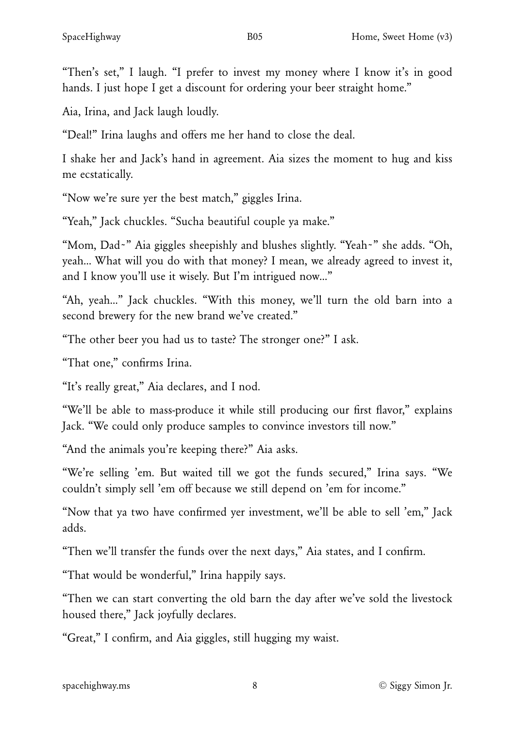"Then's set," I laugh. "I prefer to invest my money where I know it's in good hands. I just hope I get a discount for ordering your beer straight home."

Aia, Irina, and Jack laugh loudly.

"Deal!" Irina laughs and offers me her hand to close the deal.

I shake her and Jack's hand in agreement. Aia sizes the moment to hug and kiss me ecstatically.

"Now we're sure yer the best match," giggles Irina.

"Yeah," Jack chuckles. "Sucha beautiful couple ya make."

"Mom, Dad~" Aia giggles sheepishly and blushes slightly. "Yeah~" she adds. "Oh, yeah... What will you do with that money? I mean, we already agreed to invest it, and I know you'll use it wisely. But I'm intrigued now..."

"Ah, yeah..." Jack chuckles. "With this money, we'll turn the old barn into a second brewery for the new brand we've created."

"The other beer you had us to taste? The stronger one?" I ask.

"That one," confirms Irina.

"It's really great," Aia declares, and I nod.

"We'll be able to mass-produce it while still producing our first flavor," explains Jack. "We could only produce samples to convince investors till now."

"And the animals you're keeping there?" Aia asks.

"We're selling 'em. But waited till we got the funds secured," Irina says. "We couldn't simply sell 'em off because we still depend on 'em for income."

"Now that ya two have confirmed yer investment, we'll be able to sell 'em," Jack adds.

"Then we'll transfer the funds over the next days," Aia states, and I confirm.

"That would be wonderful," Irina happily says.

"Then we can start converting the old barn the day after we've sold the livestock housed there," Jack joyfully declares.

"Great," I confirm, and Aia giggles, still hugging my waist.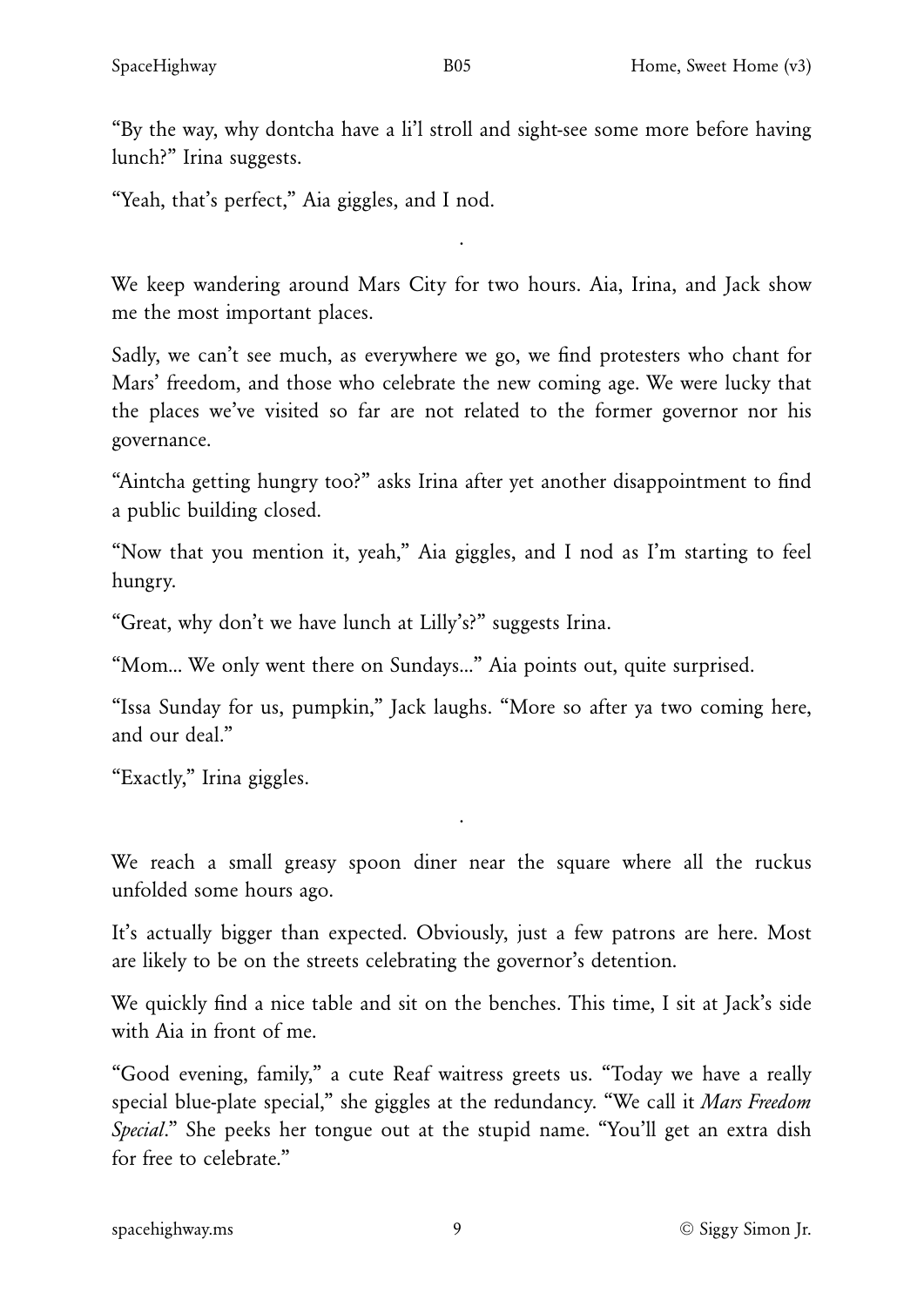"By the way, why dontcha have a li'l stroll and sight-see some more before having lunch?" Irina suggests.

"Yeah, that's perfect," Aia giggles, and I nod.

.

We keep wandering around Mars City for two hours. Aia, Irina, and Jack show me the most important places.

Sadly, we can't see much, as everywhere we go, we find protesters who chant for Mars' freedom, and those who celebrate the new coming age. We were lucky that the places we've visited so far are not related to the former governor nor his governance.

"Aintcha getting hungry too?" asks Irina after yet another disappointment to find a public building closed.

"Now that you mention it, yeah," Aia giggles, and I nod as I'm starting to feel hungry.

"Great, why don't we have lunch at Lilly's?" suggests Irina.

"Mom... We only went there on Sundays..." Aia points out, quite surprised.

"Issa Sunday for us, pumpkin," Jack laughs. "More so after ya two coming here, and our deal."

"Exactly," Irina giggles.

.

We reach a small greasy spoon diner near the square where all the ruckus unfolded some hours ago.

It's actually bigger than expected. Obviously, just a few patrons are here. Most are likely to be on the streets celebrating the governor's detention.

We quickly find a nice table and sit on the benches. This time, I sit at Jack's side with Aia in front of me.

"Good evening, family," a cute Reaf waitress greets us. "Today we have a really special blue-plate special," she giggles at the redundancy. "We call it *Mars Freedom Special*." She peeks her tongue out at the stupid name. "You'll get an extra dish for free to celebrate."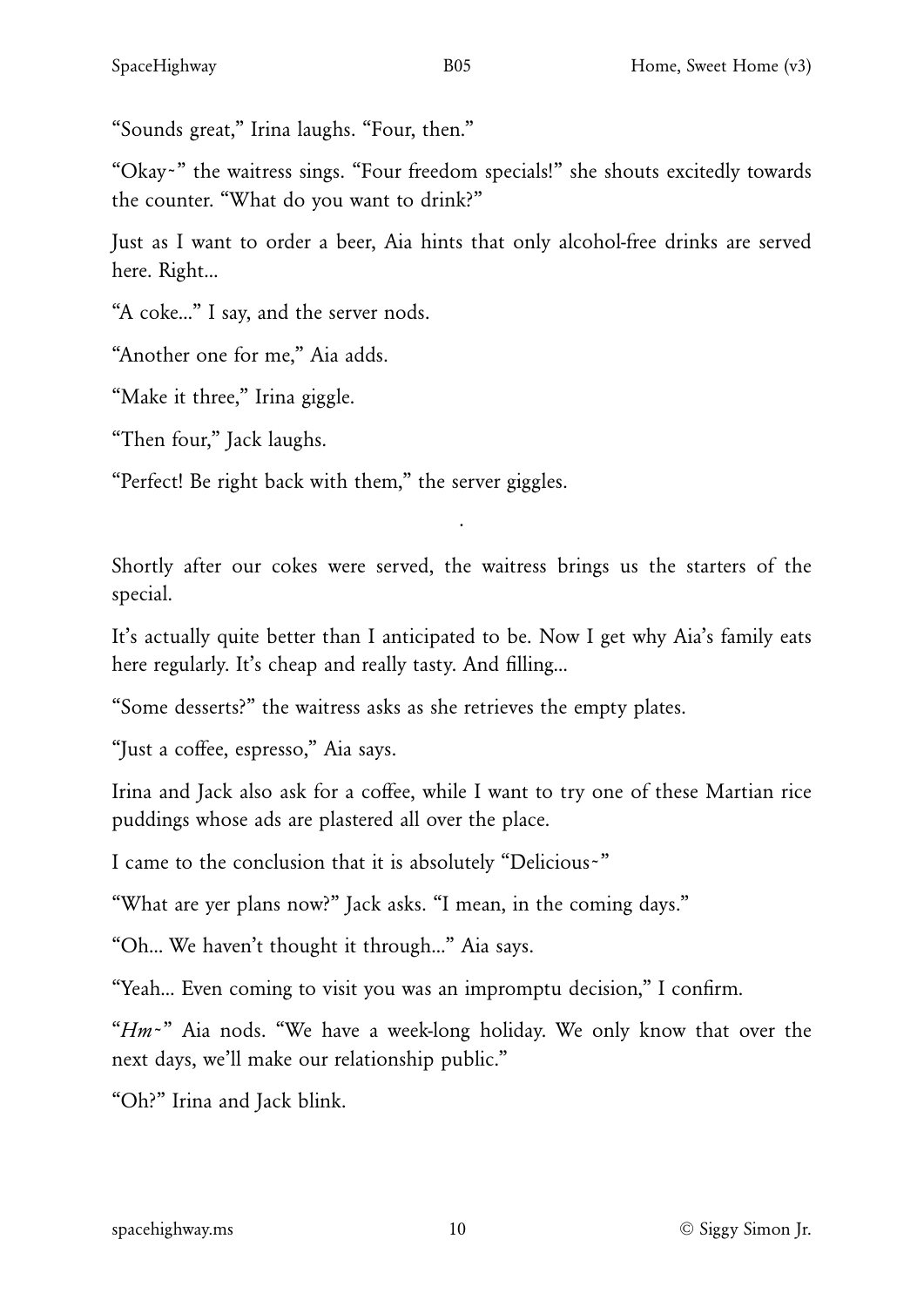"Sounds great," Irina laughs. "Four, then."

"Okay~" the waitress sings. "Four freedom specials!" she shouts excitedly towards the counter. "What do you want to drink?"

Just as I want to order a beer, Aia hints that only alcohol-free drinks are served here. Right...

"A coke..." I say, and the server nods.

"Another one for me," Aia adds.

"Make it three," Irina giggle.

"Then four," Jack laughs.

"Perfect! Be right back with them," the server giggles.

.

Shortly after our cokes were served, the waitress brings us the starters of the special.

It's actually quite better than I anticipated to be. Now I get why Aia's family eats here regularly. It's cheap and really tasty. And filling...

"Some desserts?" the waitress asks as she retrieves the empty plates.

"Just a coffee, espresso," Aia says.

Irina and Jack also ask for a coffee, while I want to try one of these Martian rice puddings whose ads are plastered all over the place.

I came to the conclusion that it is absolutely "Delicious~"

"What are yer plans now?" Jack asks. "I mean, in the coming days."

"Oh... We haven't thought it through..." Aia says.

"Yeah... Even coming to visit you was an impromptu decision," I confirm.

"*Hm~*" Aia nods. "We have a week-long holiday. We only know that over the next days, we'll make our relationship public."

"Oh?" Irina and Jack blink.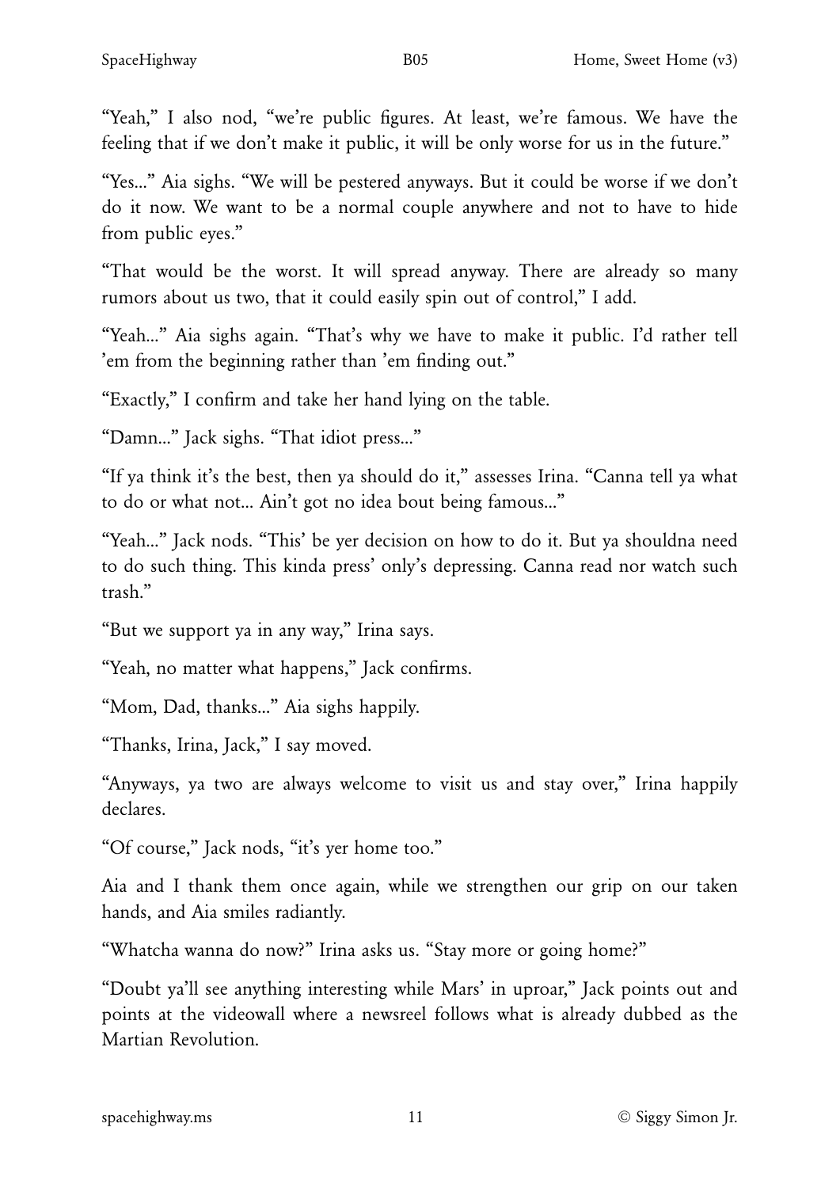"Yeah," I also nod, "we're public figures. At least, we're famous. We have the feeling that if we don't make it public, it will be only worse for us in the future."

"Yes..." Aia sighs. "We will be pestered anyways. But it could be worse if we don't do it now. We want to be a normal couple anywhere and not to have to hide from public eyes."

"That would be the worst. It will spread anyway. There are already so many rumors about us two, that it could easily spin out of control," I add.

"Yeah..." Aia sighs again. "That's why we have to make it public. I'd rather tell 'em from the beginning rather than 'em finding out."

"Exactly," I confirm and take her hand lying on the table.

"Damn..." Jack sighs. "That idiot press..."

"If ya think it's the best, then ya should do it," assesses Irina. "Canna tell ya what to do or what not... Ain't got no idea bout being famous..."

"Yeah..." Jack nods. "This' be yer decision on how to do it. But ya shouldna need to do such thing. This kinda press' only's depressing. Canna read nor watch such trash."

"But we support ya in any way," Irina says.

"Yeah, no matter what happens," Jack confirms.

"Mom, Dad, thanks..." Aia sighs happily.

"Thanks, Irina, Jack," I say moved.

"Anyways, ya two are always welcome to visit us and stay over," Irina happily declares.

"Of course," Jack nods, "it's yer home too."

Aia and I thank them once again, while we strengthen our grip on our taken hands, and Aia smiles radiantly.

"Whatcha wanna do now?" Irina asks us. "Stay more or going home?"

"Doubt ya'll see anything interesting while Mars' in uproar," Jack points out and points at the videowall where a newsreel follows what is already dubbed as the Martian Revolution.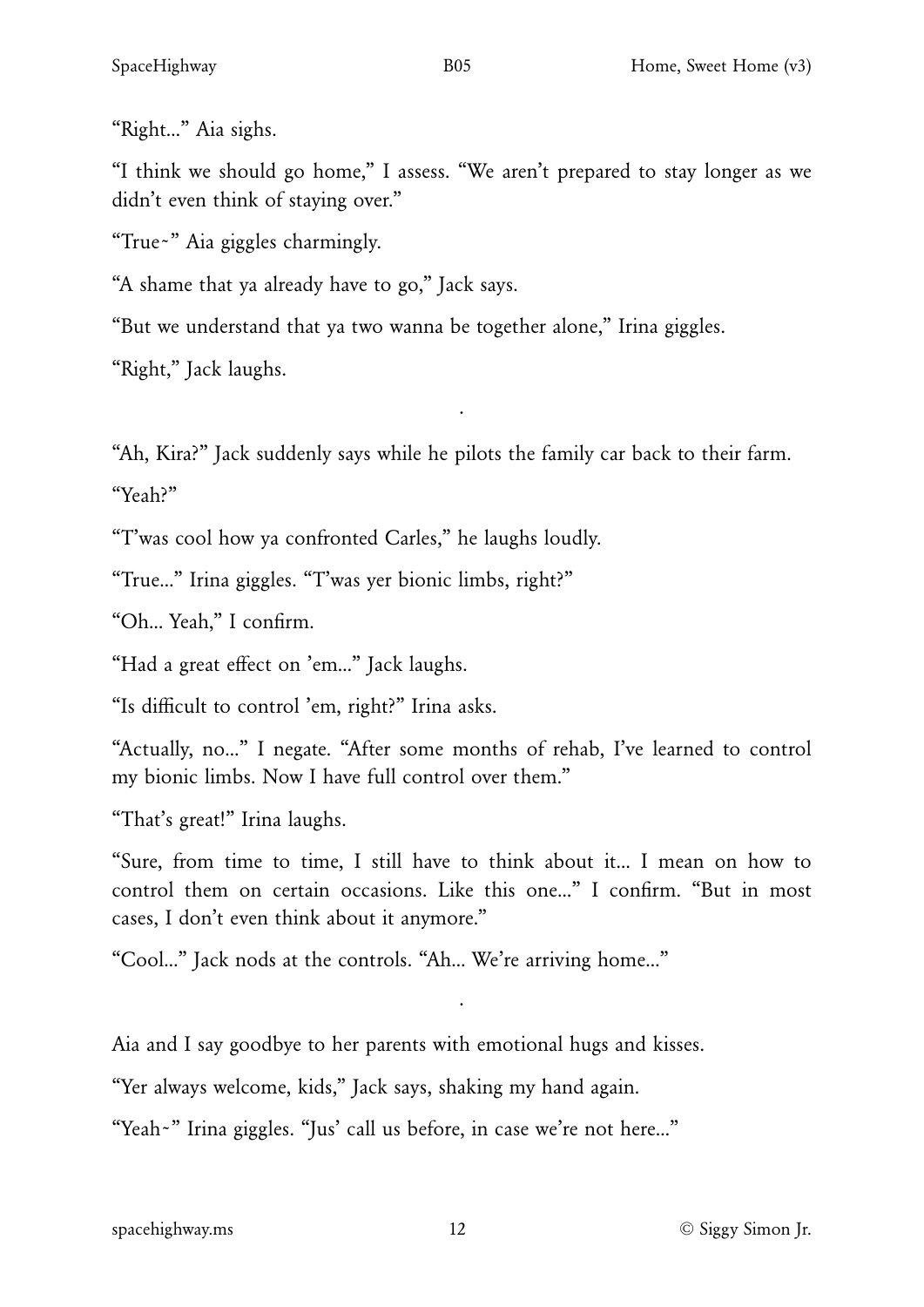"Right..." Aia sighs.

"I think we should go home," I assess. "We aren't prepared to stay longer as we didn't even think of staying over."

"True~" Aia giggles charmingly.

"A shame that ya already have to go," Jack says.

"But we understand that ya two wanna be together alone," Irina giggles.

"Right," Jack laughs.

.

"Ah, Kira?" Jack suddenly says while he pilots the family car back to their farm.

"Yeah?"

"T'was cool how ya confronted Carles," he laughs loudly.

"True..." Irina giggles. "T'was yer bionic limbs, right?"

"Oh... Yeah," I confirm.

"Had a great effect on 'em..." Jack laughs.

"Is difficult to control 'em, right?" Irina asks.

"Actually, no..." I negate. "After some months of rehab, I've learned to control my bionic limbs. Now I have full control over them."

"That's great!" Irina laughs.

"Sure, from time to time, I still have to think about it... I mean on how to control them on certain occasions. Like this one..." I confirm. "But in most cases, I don't even think about it anymore."

"Cool..." Jack nods at the controls. "Ah... We're arriving home..."

.

Aia and I say goodbye to her parents with emotional hugs and kisses.

"Yer always welcome, kids," Jack says, shaking my hand again.

"Yeah~" Irina giggles. "Jus' call us before, in case we're not here..."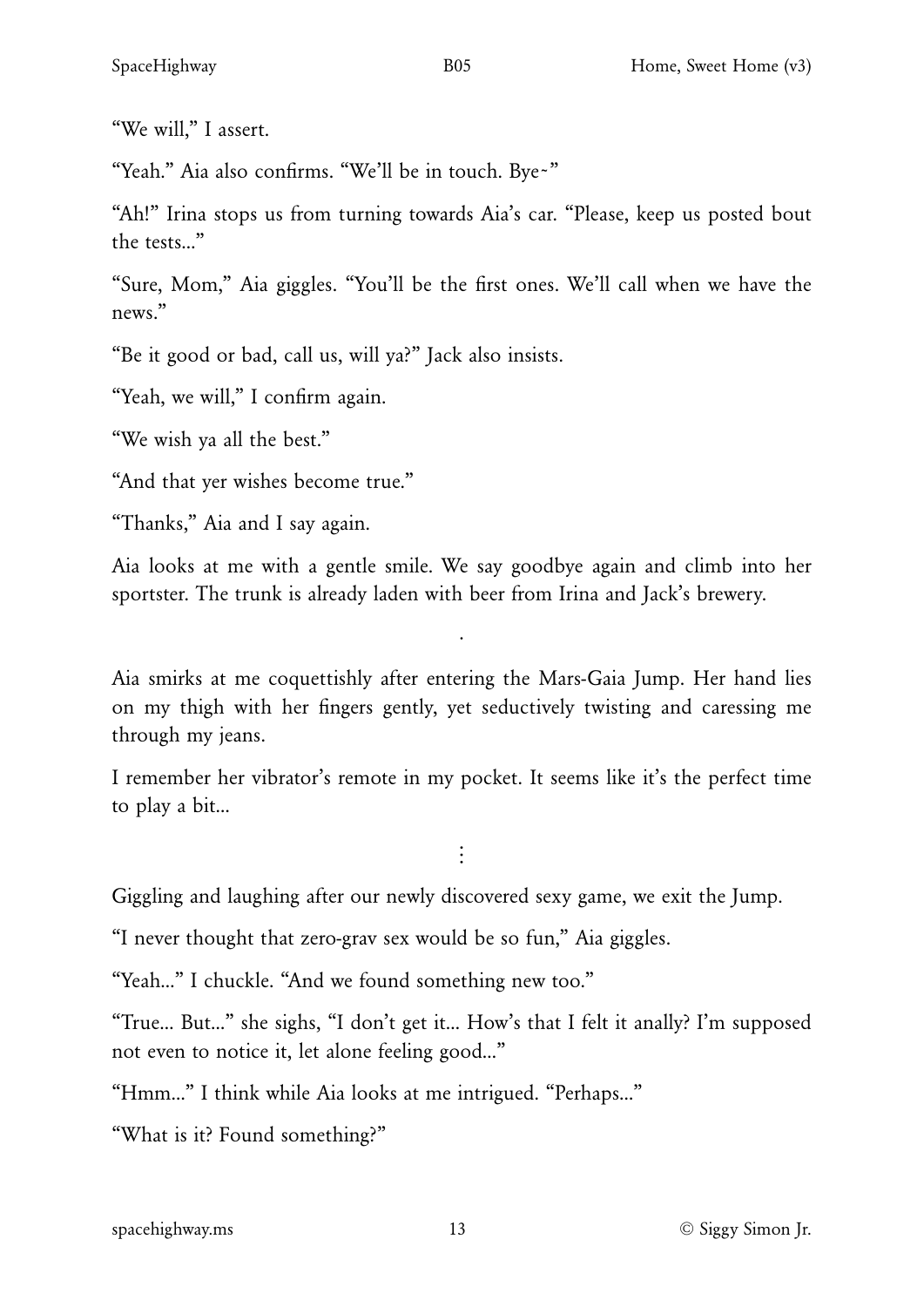"We will," I assert.

"Yeah." Aia also confirms. "We'll be in touch. Bye~"

"Ah!" Irina stops us from turning towards Aia's car. "Please, keep us posted bout the tests..."

"Sure, Mom," Aia giggles. "You'll be the first ones. We'll call when we have the news."

"Be it good or bad, call us, will ya?" Jack also insists.

"Yeah, we will," I confirm again.

"We wish ya all the best."

"And that yer wishes become true."

"Thanks," Aia and I say again.

Aia looks at me with a gentle smile. We say goodbye again and climb into her sportster. The trunk is already laden with beer from Irina and Jack's brewery.

.

Aia smirks at me coquettishly after entering the Mars-Gaia Jump. Her hand lies on my thigh with her fingers gently, yet seductively twisting and caressing me through my jeans.

I remember her vibrator's remote in my pocket. It seems like it's the perfect time to play a bit...

⋮

Giggling and laughing after our newly discovered sexy game, we exit the Jump.

"I never thought that zero-grav sex would be so fun," Aia giggles.

"Yeah..." I chuckle. "And we found something new too."

"True... But..." she sighs, "I don't get it... How's that I felt it anally? I'm supposed not even to notice it, let alone feeling good..."

"Hmm..." I think while Aia looks at me intrigued. "Perhaps..."

"What is it? Found something?"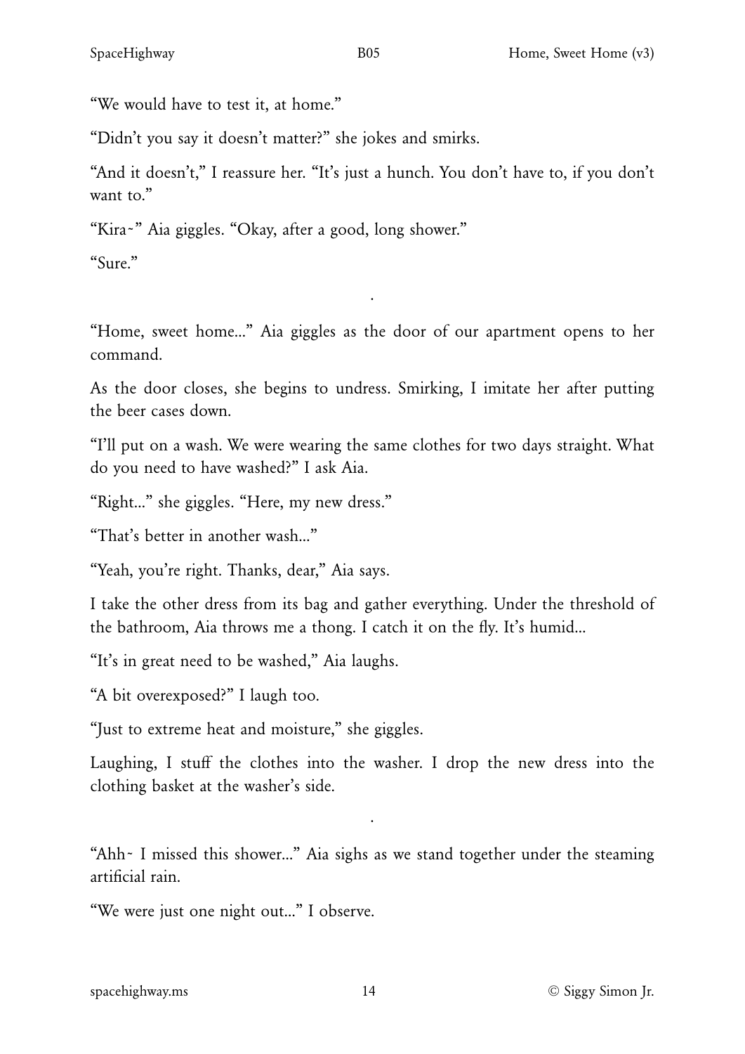"We would have to test it, at home."

"Didn't you say it doesn't matter?" she jokes and smirks.

"And it doesn't," I reassure her. "It's just a hunch. You don't have to, if you don't want to."

"Kira~" Aia giggles. "Okay, after a good, long shower."

"Sure."

.

"Home, sweet home..." Aia giggles as the door of our apartment opens to her command.

As the door closes, she begins to undress. Smirking, I imitate her after putting the beer cases down.

"I'll put on a wash. We were wearing the same clothes for two days straight. What do you need to have washed?" I ask Aia.

"Right..." she giggles. "Here, my new dress."

"That's better in another wash..."

"Yeah, you're right. Thanks, dear," Aia says.

I take the other dress from its bag and gather everything. Under the threshold of the bathroom, Aia throws me a thong. I catch it on the fly. It's humid...

"It's in great need to be washed," Aia laughs.

"A bit overexposed?" I laugh too.

"Just to extreme heat and moisture," she giggles.

Laughing, I stuff the clothes into the washer. I drop the new dress into the clothing basket at the washer's side.

.

"Ahh~ I missed this shower..." Aia sighs as we stand together under the steaming artificial rain.

"We were just one night out..." I observe.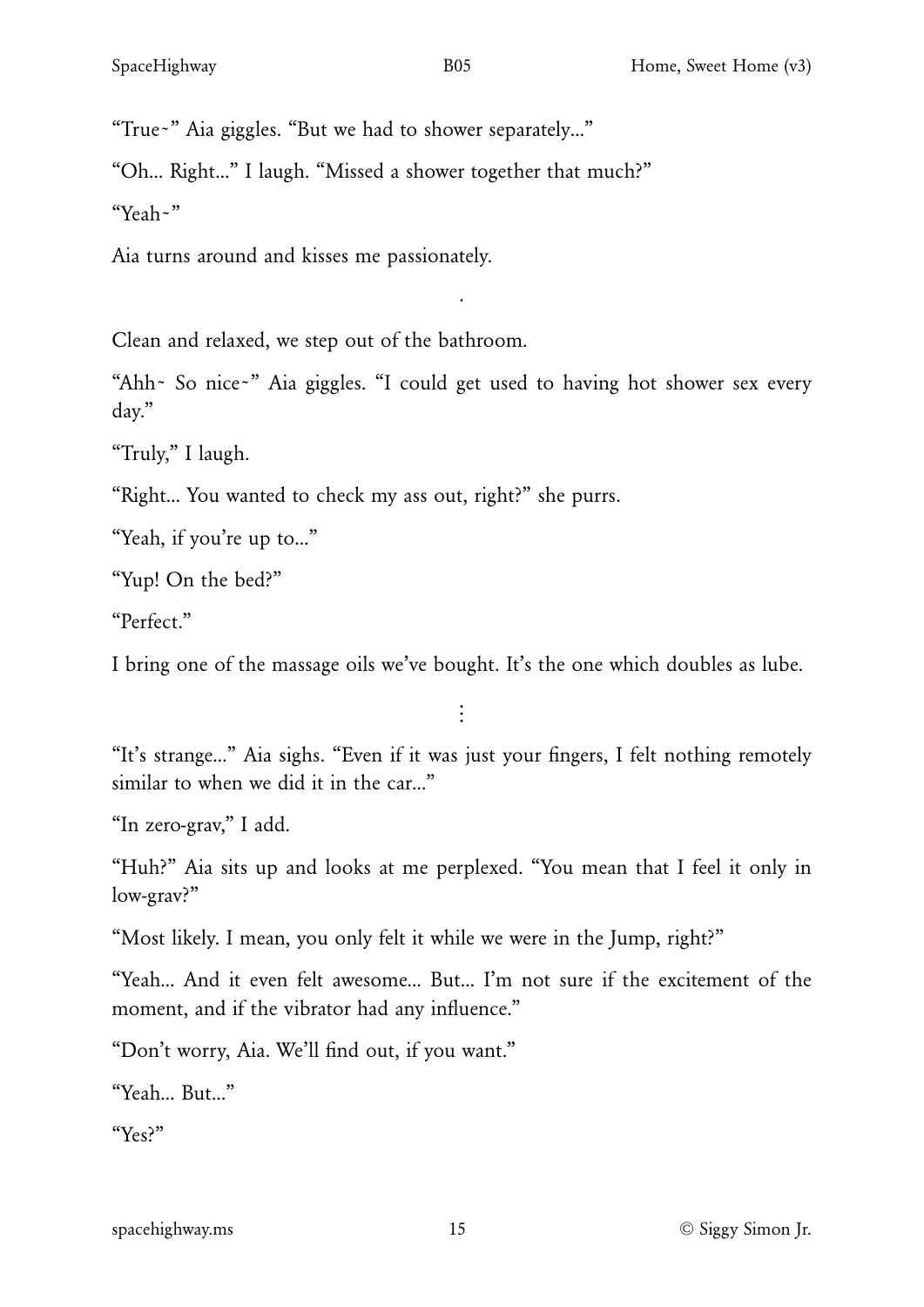“True~” Aia giggles. “But we had to shower separately…”

“Oh… Right…” I laugh. “Missed a shower together that much?”

“Yeah~”

Aia turns around and kisses me passionately.

.

Clean and relaxed, we step out of the bathroom.

“Ahh~ So nice~” Aia giggles. “I could get used to having hot shower sex every day.”

“Truly,” I laugh.

“Right… You wanted to check my ass out, right?” she purrs.

“Yeah, if you’re up to…”

“Yup! On the bed?”

“Perfect.”

I bring one of the massage oils we’ve bought. It’s the one which doubles as lube.

⋮

“It’s strange…” Aia sighs. “Even if it was just your fingers, I felt nothing remotely similar to when we did it in the car…”

“In zero-grav,” I add.

“Huh?” Aia sits up and looks at me perplexed. “You mean that I feel it only in low-grav?”

“Most likely. I mean, you only felt it while we were in the Jump, right?”

“Yeah… And it even felt awesome… But… I’m not sure if the excitement of the moment, and if the vibrator had any influence.”

“Don’t worry, Aia. We’ll find out, if you want.”

“Yeah… But…”

“Yes?”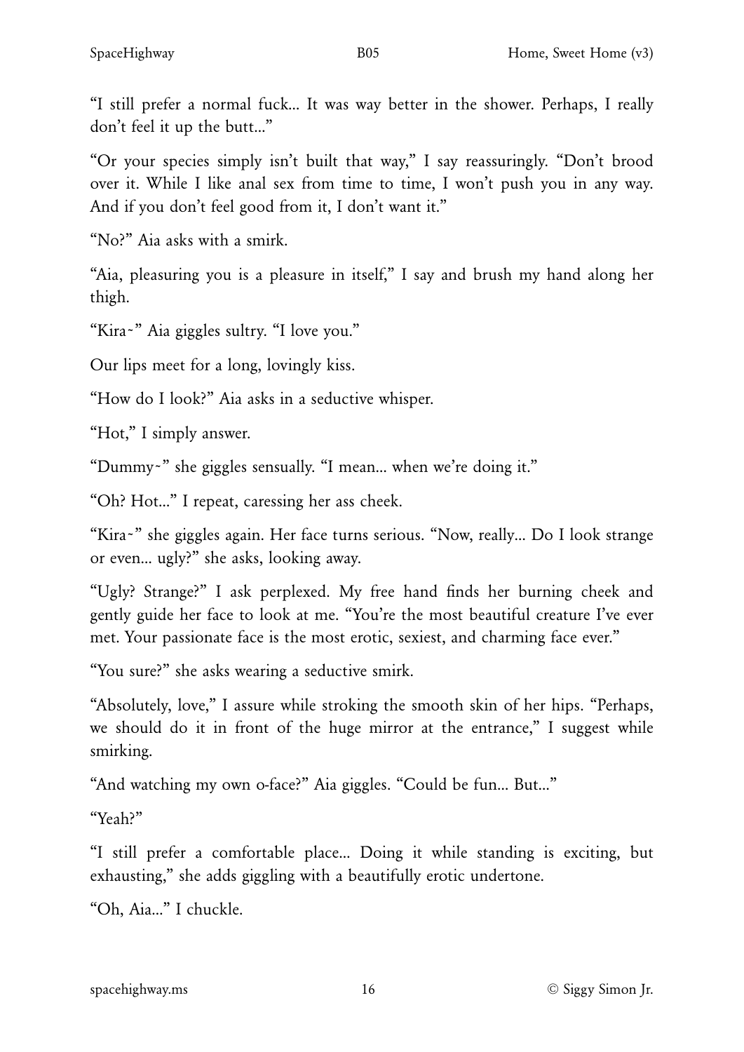"I still prefer a normal fuck... It was way better in the shower. Perhaps, I really don't feel it up the butt..."

"Or your species simply isn't built that way," I say reassuringly. "Don't brood over it. While I like anal sex from time to time, I won't push you in any way. And if you don't feel good from it, I don't want it."

"No?" Aia asks with a smirk.

"Aia, pleasuring you is a pleasure in itself," I say and brush my hand along her thigh.

"Kira~" Aia giggles sultry. "I love you."

Our lips meet for a long, lovingly kiss.

"How do I look?" Aia asks in a seductive whisper.

"Hot," I simply answer.

"Dummy~" she giggles sensually. "I mean... when we're doing it."

"Oh? Hot..." I repeat, caressing her ass cheek.

"Kira~" she giggles again. Her face turns serious. "Now, really... Do I look strange or even... ugly?" she asks, looking away.

"Ugly? Strange?" I ask perplexed. My free hand finds her burning cheek and gently guide her face to look at me. "You're the most beautiful creature I've ever met. Your passionate face is the most erotic, sexiest, and charming face ever."

"You sure?" she asks wearing a seductive smirk.

"Absolutely, love," I assure while stroking the smooth skin of her hips. "Perhaps, we should do it in front of the huge mirror at the entrance," I suggest while smirking.

"And watching my own o-face?" Aia giggles. "Could be fun... But..."

"Yeah?"

"I still prefer a comfortable place... Doing it while standing is exciting, but exhausting," she adds giggling with a beautifully erotic undertone.

"Oh, Aia..." I chuckle.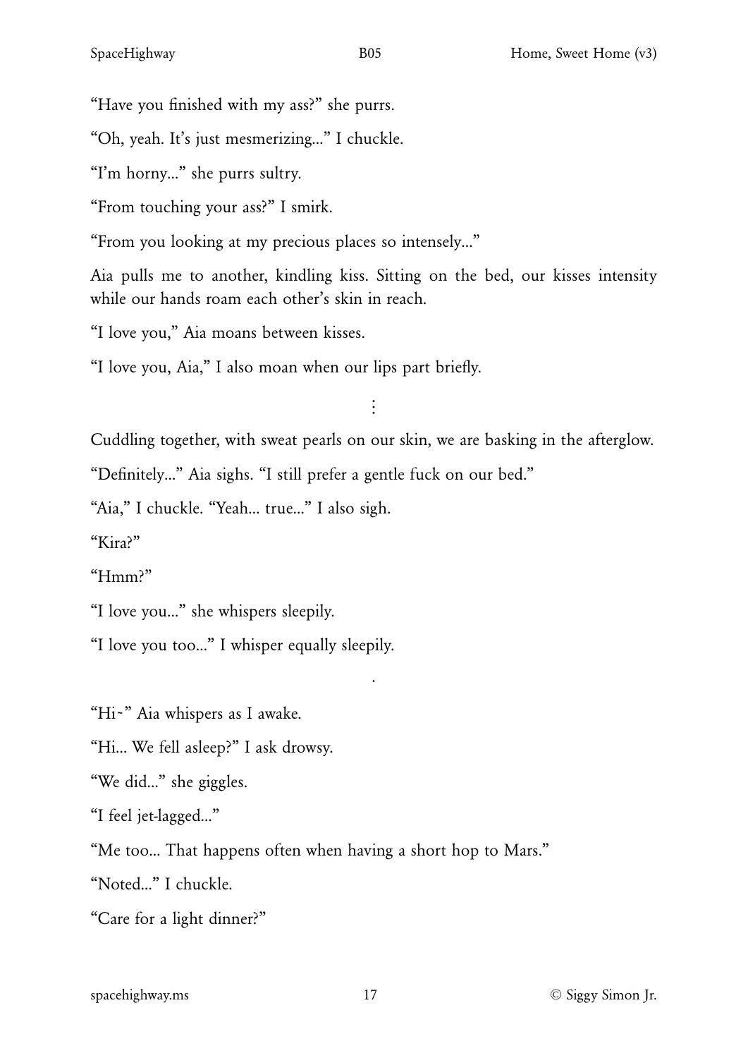"Have you finished with my ass?" she purrs.

"Oh, yeah. It's just mesmerizing..." I chuckle.

"I'm horny..." she purrs sultry.

"From touching your ass?" I smirk.

"From you looking at my precious places so intensely..."

Aia pulls me to another, kindling kiss. Sitting on the bed, our kisses intensity while our hands roam each other's skin in reach.

"I love you," Aia moans between kisses.

"I love you, Aia," I also moan when our lips part briefly.

⋮

Cuddling together, with sweat pearls on our skin, we are basking in the afterglow.

"Definitely..." Aia sighs. "I still prefer a gentle fuck on our bed."

"Aia," I chuckle. "Yeah... true..." I also sigh.

"Kira?"

"Hmm?"

"I love you..." she whispers sleepily.

"I love you too..." I whisper equally sleepily.

.

"Hi~" Aia whispers as I awake.

"Hi... We fell asleep?" I ask drowsy.

"We did..." she giggles.

"I feel jet-lagged..."

"Me too... That happens often when having a short hop to Mars."

"Noted..." I chuckle.

"Care for a light dinner?"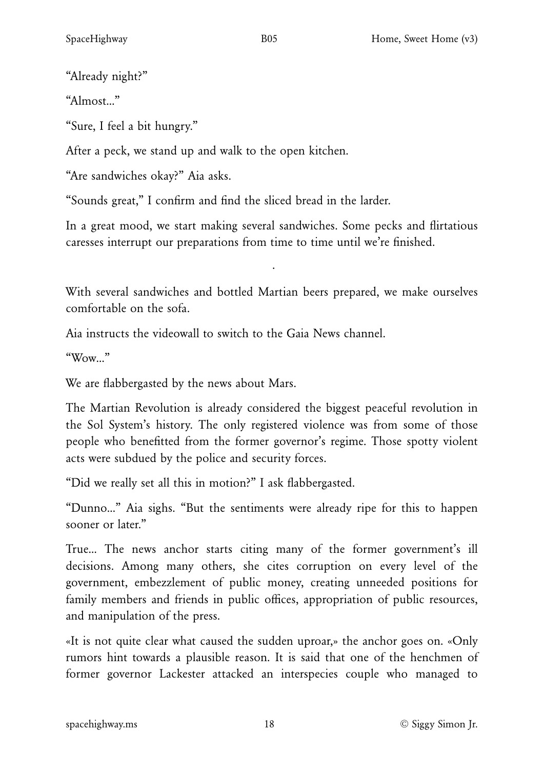"Already night?"

"Almost..."

"Sure, I feel a bit hungry."

After a peck, we stand up and walk to the open kitchen.

"Are sandwiches okay?" Aia asks.

"Sounds great," I confirm and find the sliced bread in the larder.

In a great mood, we start making several sandwiches. Some pecks and flirtatious caresses interrupt our preparations from time to time until we're finished.

.

With several sandwiches and bottled Martian beers prepared, we make ourselves comfortable on the sofa.

Aia instructs the videowall to switch to the Gaia News channel.

"Wow..."

We are flabbergasted by the news about Mars.

The Martian Revolution is already considered the biggest peaceful revolution in the Sol System's history. The only registered violence was from some of those people who benefitted from the former governor's regime. Those spotty violent acts were subdued by the police and security forces.

"Did we really set all this in motion?" I ask flabbergasted.

"Dunno..." Aia sighs. "But the sentiments were already ripe for this to happen sooner or later."

True... The news anchor starts citing many of the former government's ill decisions. Among many others, she cites corruption on every level of the government, embezzlement of public money, creating unneeded positions for family members and friends in public offices, appropriation of public resources, and manipulation of the press.

«It is not quite clear what caused the sudden uproar,» the anchor goes on. «Only rumors hint towards a plausible reason. It is said that one of the henchmen of former governor Lackester attacked an interspecies couple who managed to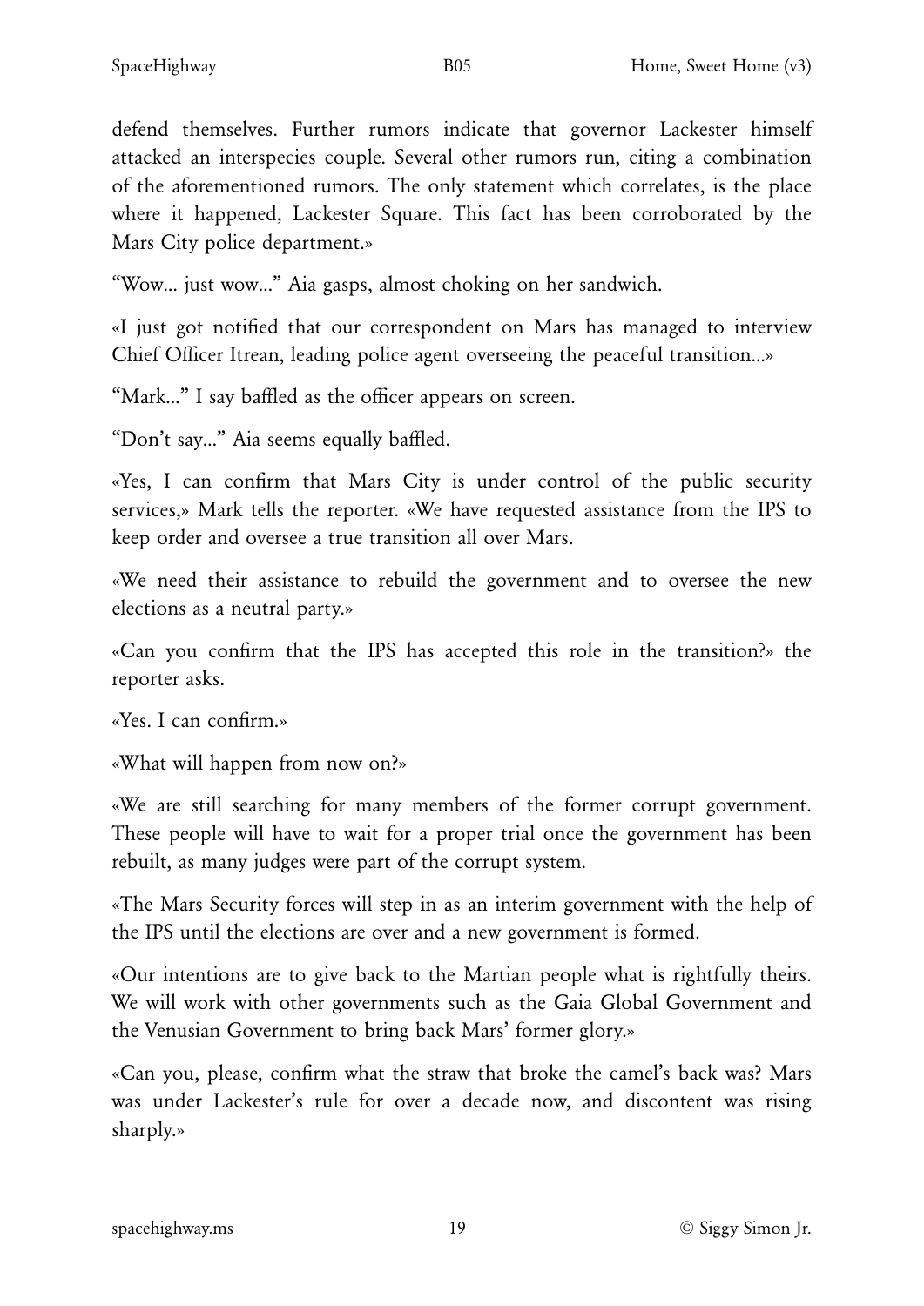defend themselves. Further rumors indicate that governor Lackester himself attacked an interspecies couple. Several other rumors run, citing a combination of the aforementioned rumors. The only statement which correlates, is the place where it happened, Lackester Square. This fact has been corroborated by the Mars City police department.»

“Wow... just wow...” Aia gasps, almost choking on her sandwich.

«I just got notified that our correspondent on Mars has managed to interview Chief Officer Itrean, leading police agent overseeing the peaceful transition...»

“Mark...” I say baffled as the officer appears on screen.

“Don’t say...” Aia seems equally baffled.

«Yes, I can confirm that Mars City is under control of the public security services,» Mark tells the reporter. «We have requested assistance from the IPS to keep order and oversee a true transition all over Mars.

«We need their assistance to rebuild the government and to oversee the new elections as a neutral party.»

«Can you confirm that the IPS has accepted this role in the transition?» the reporter asks.

«Yes. I can confirm.»

«What will happen from now on?»

«We are still searching for many members of the former corrupt government. These people will have to wait for a proper trial once the government has been rebuilt, as many judges were part of the corrupt system.

«The Mars Security forces will step in as an interim government with the help of the IPS until the elections are over and a new government is formed.

«Our intentions are to give back to the Martian people what is rightfully theirs. We will work with other governments such as the Gaia Global Government and the Venusian Government to bring back Mars’ former glory.»

«Can you, please, confirm what the straw that broke the camel’s back was? Mars was under Lackester’s rule for over a decade now, and discontent was rising sharply.»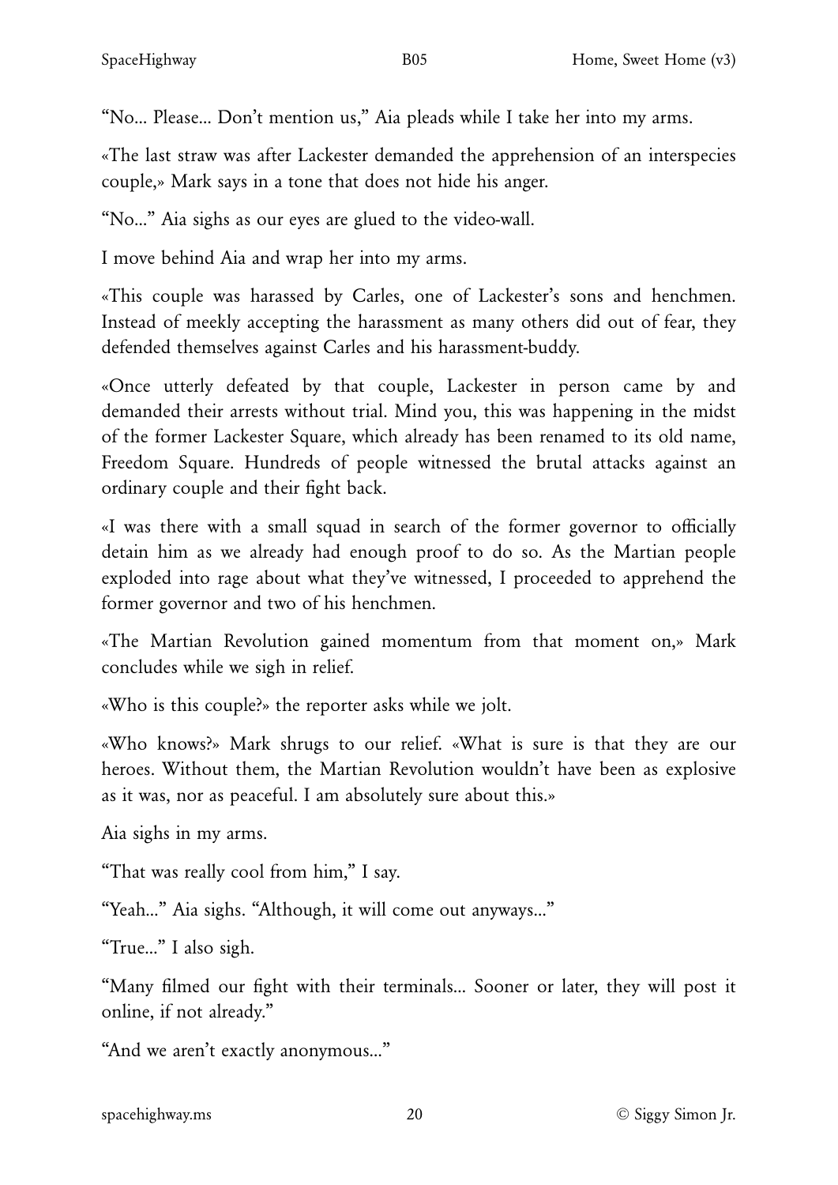"No... Please... Don't mention us," Aia pleads while I take her into my arms.

«The last straw was after Lackester demanded the apprehension of an interspecies couple,» Mark says in a tone that does not hide his anger.

"No..." Aia sighs as our eyes are glued to the video-wall.

I move behind Aia and wrap her into my arms.

«This couple was harassed by Carles, one of Lackester's sons and henchmen. Instead of meekly accepting the harassment as many others did out of fear, they defended themselves against Carles and his harassment-buddy.

«Once utterly defeated by that couple, Lackester in person came by and demanded their arrests without trial. Mind you, this was happening in the midst of the former Lackester Square, which already has been renamed to its old name, Freedom Square. Hundreds of people witnessed the brutal attacks against an ordinary couple and their fight back.

«I was there with a small squad in search of the former governor to officially detain him as we already had enough proof to do so. As the Martian people exploded into rage about what they've witnessed, I proceeded to apprehend the former governor and two of his henchmen.

«The Martian Revolution gained momentum from that moment on,» Mark concludes while we sigh in relief.

«Who is this couple?» the reporter asks while we jolt.

«Who knows?» Mark shrugs to our relief. «What is sure is that they are our heroes. Without them, the Martian Revolution wouldn't have been as explosive as it was, nor as peaceful. I am absolutely sure about this.»

Aia sighs in my arms.

"That was really cool from him," I say.

"Yeah..." Aia sighs. "Although, it will come out anyways..."

"True..." I also sigh.

"Many filmed our fight with their terminals... Sooner or later, they will post it online, if not already."

"And we aren't exactly anonymous..."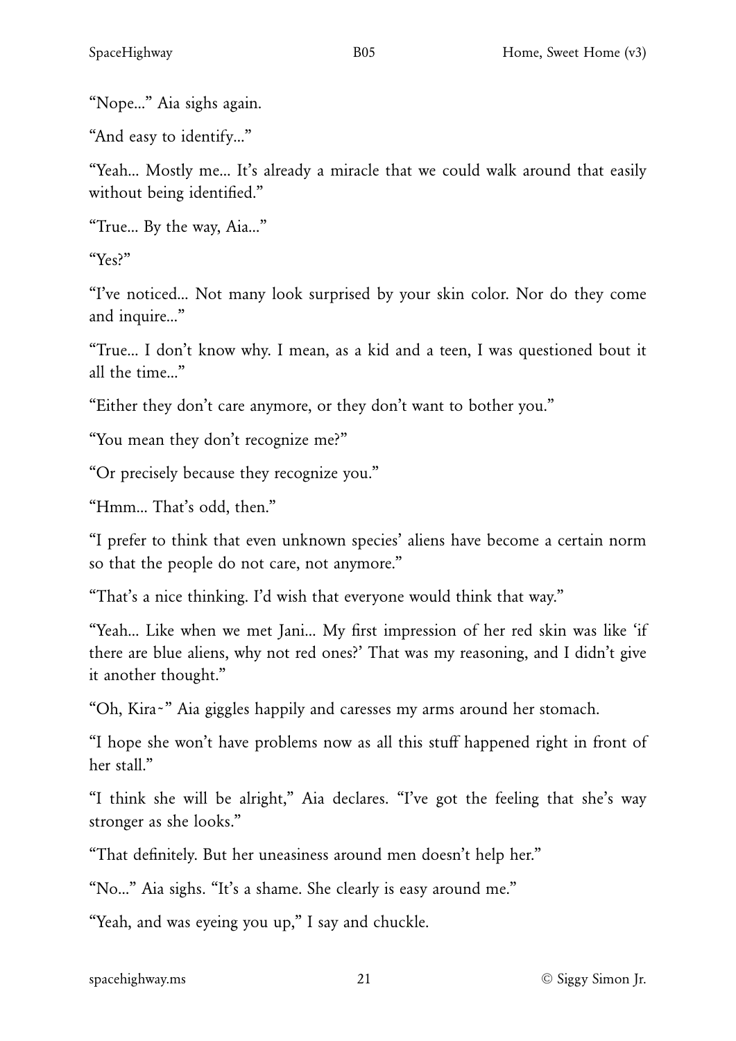"Nope…" Aia sighs again.

"And easy to identify…"

"Yeah… Mostly me… It's already a miracle that we could walk around that easily without being identified."

"True… By the way, Aia…"

"Yes?"

"I've noticed… Not many look surprised by your skin color. Nor do they come and inquire…"

"True… I don't know why. I mean, as a kid and a teen, I was questioned bout it all the time…"

"Either they don't care anymore, or they don't want to bother you."

"You mean they don't recognize me?"

"Or precisely because they recognize you."

"Hmm… That's odd, then."

"I prefer to think that even unknown species' aliens have become a certain norm so that the people do not care, not anymore."

"That's a nice thinking. I'd wish that everyone would think that way."

"Yeah… Like when we met Jani… My first impression of her red skin was like 'if there are blue aliens, why not red ones?' That was my reasoning, and I didn't give it another thought."

"Oh, Kira~" Aia giggles happily and caresses my arms around her stomach.

"I hope she won't have problems now as all this stuff happened right in front of her stall."

"I think she will be alright," Aia declares. "I've got the feeling that she's way stronger as she looks."

"That definitely. But her uneasiness around men doesn't help her."

"No…" Aia sighs. "It's a shame. She clearly is easy around me."

"Yeah, and was eyeing you up," I say and chuckle.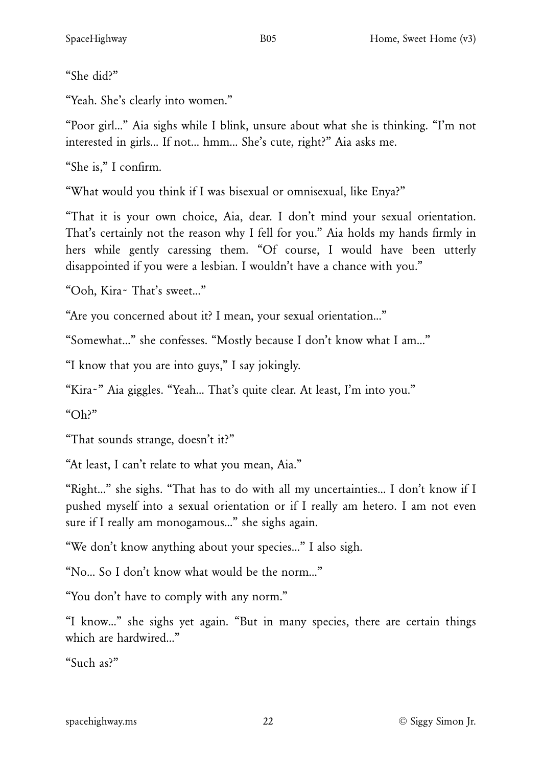"She did?"

"Yeah. She's clearly into women."

"Poor girl..." Aia sighs while I blink, unsure about what she is thinking. "I'm not interested in girls... If not... hmm... She's cute, right?" Aia asks me.

"She is," I confirm.

"What would you think if I was bisexual or omnisexual, like Enya?"

"That it is your own choice, Aia, dear. I don't mind your sexual orientation. That's certainly not the reason why I fell for you." Aia holds my hands firmly in hers while gently caressing them. "Of course, I would have been utterly disappointed if you were a lesbian. I wouldn't have a chance with you."

"Ooh, Kira~ That's sweet..."

"Are you concerned about it? I mean, your sexual orientation..."

"Somewhat..." she confesses. "Mostly because I don't know what I am..."

"I know that you are into guys," I say jokingly.

"Kira~" Aia giggles. "Yeah... That's quite clear. At least, I'm into you."

"Oh?"

"That sounds strange, doesn't it?"

"At least, I can't relate to what you mean, Aia."

"Right..." she sighs. "That has to do with all my uncertainties... I don't know if I pushed myself into a sexual orientation or if I really am hetero. I am not even sure if I really am monogamous..." she sighs again.

"We don't know anything about your species..." I also sigh.

"No... So I don't know what would be the norm..."

"You don't have to comply with any norm."

"I know..." she sighs yet again. "But in many species, there are certain things which are hardwired..."

"Such as?"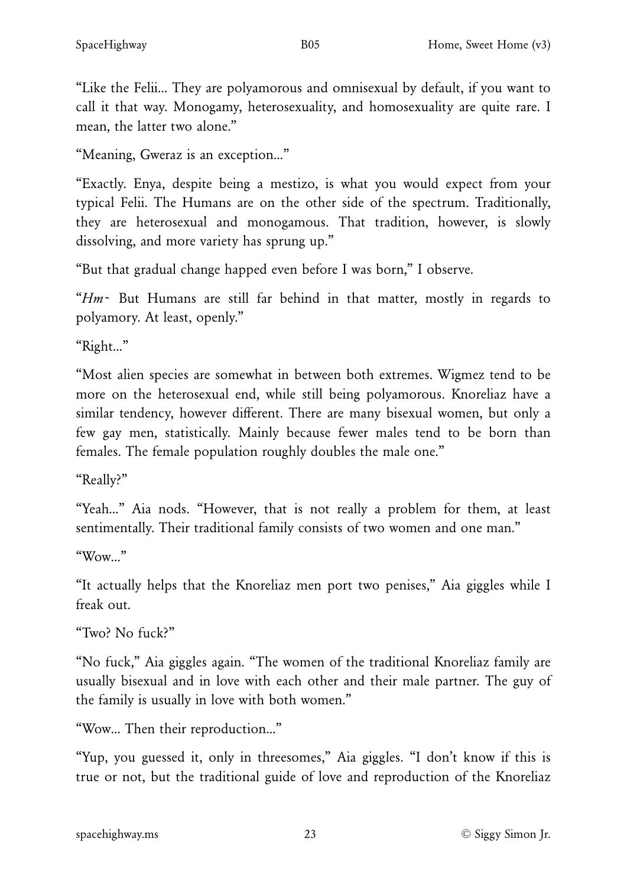"Like the Felii... They are polyamorous and omnisexual by default, if you want to call it that way. Monogamy, heterosexuality, and homosexuality are quite rare. I mean, the latter two alone."

"Meaning, Gweraz is an exception..."

"Exactly. Enya, despite being a mestizo, is what you would expect from your typical Felii. The Humans are on the other side of the spectrum. Traditionally, they are heterosexual and monogamous. That tradition, however, is slowly dissolving, and more variety has sprung up."

"But that gradual change happed even before I was born," I observe.

"*Hm~* But Humans are still far behind in that matter, mostly in regards to polyamory. At least, openly."

"Right..."

"Most alien species are somewhat in between both extremes. Wigmez tend to be more on the heterosexual end, while still being polyamorous. Knoreliaz have a similar tendency, however different. There are many bisexual women, but only a few gay men, statistically. Mainly because fewer males tend to be born than females. The female population roughly doubles the male one."

"Really?"

"Yeah..." Aia nods. "However, that is not really a problem for them, at least sentimentally. Their traditional family consists of two women and one man."

"Wow..."

"It actually helps that the Knoreliaz men port two penises," Aia giggles while I freak out.

"Two? No fuck?"

"No fuck," Aia giggles again. "The women of the traditional Knoreliaz family are usually bisexual and in love with each other and their male partner. The guy of the family is usually in love with both women."

"Wow... Then their reproduction..."

"Yup, you guessed it, only in threesomes," Aia giggles. "I don't know if this is true or not, but the traditional guide of love and reproduction of the Knoreliaz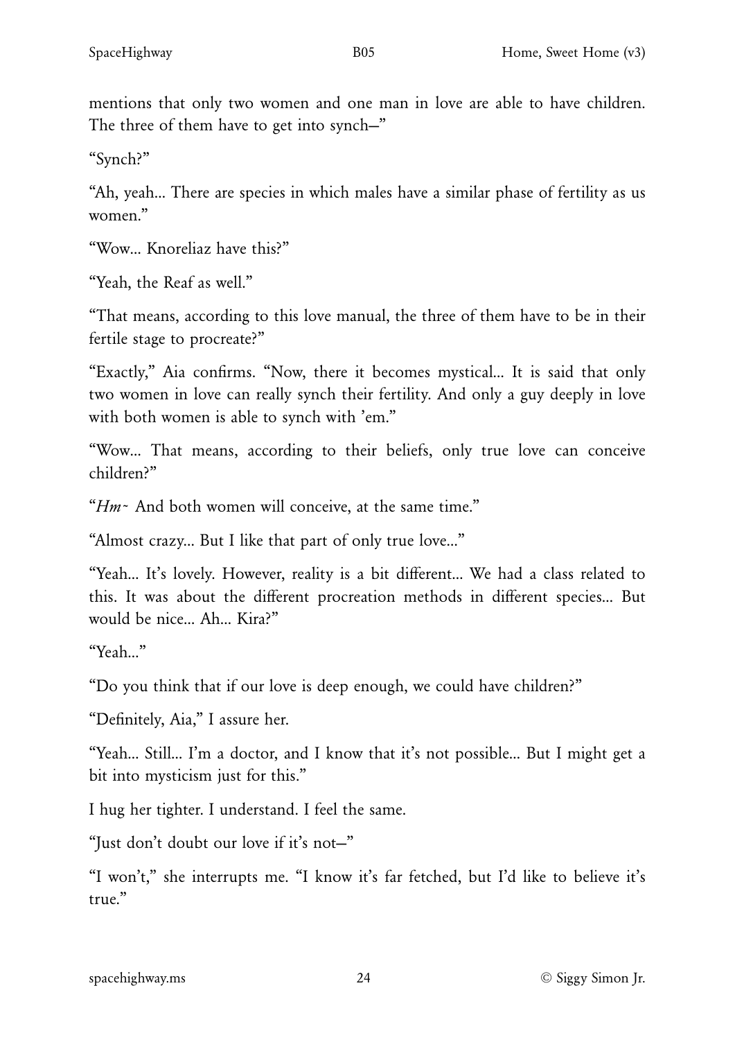mentions that only two women and one man in love are able to have children. The three of them have to get into synch—"

"Synch?"

"Ah, yeah... There are species in which males have a similar phase of fertility as us women."

"Wow... Knoreliaz have this?"

"Yeah, the Reaf as well."

"That means, according to this love manual, the three of them have to be in their fertile stage to procreate?"

"Exactly," Aia confirms. "Now, there it becomes mystical... It is said that only two women in love can really synch their fertility. And only a guy deeply in love with both women is able to synch with 'em."

"Wow... That means, according to their beliefs, only true love can conceive children?"

"*Hm~* And both women will conceive, at the same time."

"Almost crazy... But I like that part of only true love..."

"Yeah... It's lovely. However, reality is a bit different... We had a class related to this. It was about the different procreation methods in different species... But would be nice... Ah... Kira?"

"Yeah..."

"Do you think that if our love is deep enough, we could have children?"

"Definitely, Aia," I assure her.

"Yeah... Still... I'm a doctor, and I know that it's not possible... But I might get a bit into mysticism just for this."

I hug her tighter. I understand. I feel the same.

"Just don't doubt our love if it's not—"

"I won't," she interrupts me. "I know it's far fetched, but I'd like to believe it's true."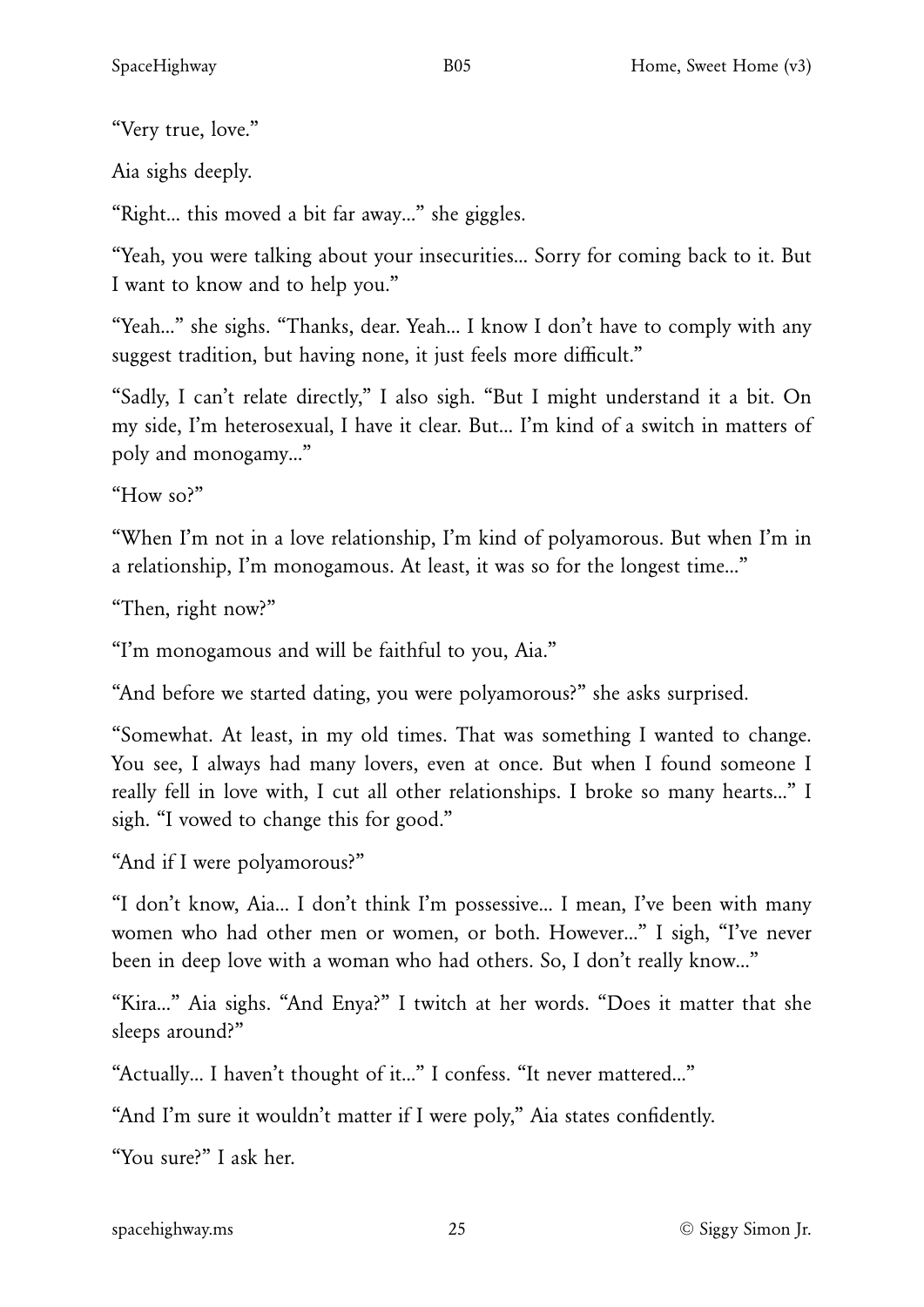"Very true, love."

Aia sighs deeply.

"Right... this moved a bit far away..." she giggles.

"Yeah, you were talking about your insecurities... Sorry for coming back to it. But I want to know and to help you."

"Yeah..." she sighs. "Thanks, dear. Yeah... I know I don't have to comply with any suggest tradition, but having none, it just feels more difficult."

"Sadly, I can't relate directly," I also sigh. "But I might understand it a bit. On my side, I'm heterosexual, I have it clear. But... I'm kind of a switch in matters of poly and monogamy..."

"How so?"

"When I'm not in a love relationship, I'm kind of polyamorous. But when I'm in a relationship, I'm monogamous. At least, it was so for the longest time..."

"Then, right now?"

"I'm monogamous and will be faithful to you, Aia."

"And before we started dating, you were polyamorous?" she asks surprised.

"Somewhat. At least, in my old times. That was something I wanted to change. You see, I always had many lovers, even at once. But when I found someone I really fell in love with, I cut all other relationships. I broke so many hearts..." I sigh. "I vowed to change this for good."

"And if I were polyamorous?"

"I don't know, Aia... I don't think I'm possessive... I mean, I've been with many women who had other men or women, or both. However..." I sigh, "I've never been in deep love with a woman who had others. So, I don't really know..."

"Kira..." Aia sighs. "And Enya?" I twitch at her words. "Does it matter that she sleeps around?"

"Actually... I haven't thought of it..." I confess. "It never mattered..."

"And I'm sure it wouldn't matter if I were poly," Aia states confidently.

"You sure?" I ask her.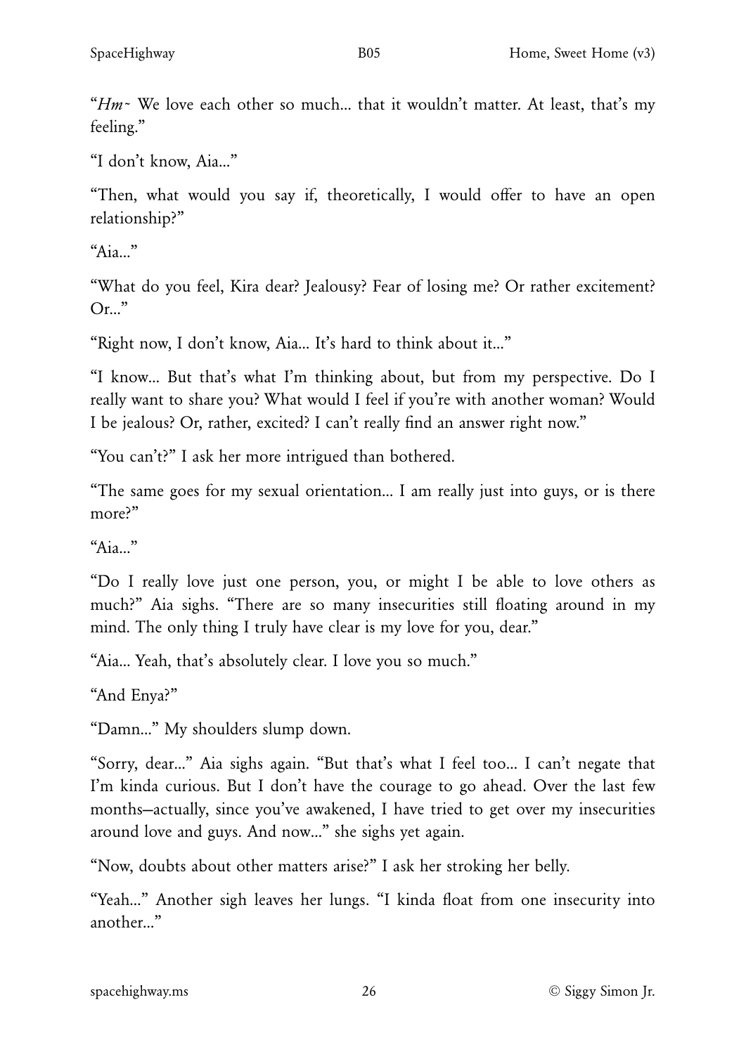"*Hm~* We love each other so much... that it wouldn't matter. At least, that's my feeling."

"I don't know, Aia..."

"Then, what would you say if, theoretically, I would offer to have an open relationship?"

"Aia..."

"What do you feel, Kira dear? Jealousy? Fear of losing me? Or rather excitement? Or..."

"Right now, I don't know, Aia... It's hard to think about it..."

"I know... But that's what I'm thinking about, but from my perspective. Do I really want to share you? What would I feel if you're with another woman? Would I be jealous? Or, rather, excited? I can't really find an answer right now."

"You can't?" I ask her more intrigued than bothered.

"The same goes for my sexual orientation... I am really just into guys, or is there more?"

"Aia..."

"Do I really love just one person, you, or might I be able to love others as much?" Aia sighs. "There are so many insecurities still floating around in my mind. The only thing I truly have clear is my love for you, dear."

"Aia... Yeah, that's absolutely clear. I love you so much."

"And Enya?"

"Damn..." My shoulders slump down.

"Sorry, dear..." Aia sighs again. "But that's what I feel too... I can't negate that I'm kinda curious. But I don't have the courage to go ahead. Over the last few months—actually, since you've awakened, I have tried to get over my insecurities around love and guys. And now..." she sighs yet again.

"Now, doubts about other matters arise?" I ask her stroking her belly.

"Yeah..." Another sigh leaves her lungs. "I kinda float from one insecurity into another..."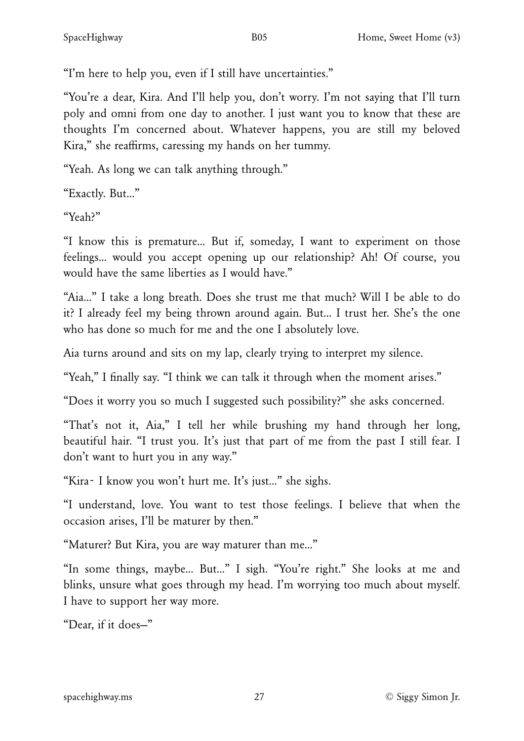"I'm here to help you, even if I still have uncertainties."

"You're a dear, Kira. And I'll help you, don't worry. I'm not saying that I'll turn poly and omni from one day to another. I just want you to know that these are thoughts I'm concerned about. Whatever happens, you are still my beloved Kira," she reaffirms, caressing my hands on her tummy.

"Yeah. As long we can talk anything through."

"Exactly. But..."

"Yeah?"

"I know this is premature... But if, someday, I want to experiment on those feelings... would you accept opening up our relationship? Ah! Of course, you would have the same liberties as I would have."

"Aia..." I take a long breath. Does she trust me that much? Will I be able to do it? I already feel my being thrown around again. But... I trust her. She's the one who has done so much for me and the one I absolutely love.

Aia turns around and sits on my lap, clearly trying to interpret my silence.

"Yeah," I finally say. "I think we can talk it through when the moment arises."

"Does it worry you so much I suggested such possibility?" she asks concerned.

"That's not it, Aia," I tell her while brushing my hand through her long, beautiful hair. "I trust you. It's just that part of me from the past I still fear. I don't want to hurt you in any way."

"Kira~ I know you won't hurt me. It's just..." she sighs.

"I understand, love. You want to test those feelings. I believe that when the occasion arises, I'll be maturer by then."

"Maturer? But Kira, you are way maturer than me..."

"In some things, maybe... But..." I sigh. "You're right." She looks at me and blinks, unsure what goes through my head. I'm worrying too much about myself. I have to support her way more.

"Dear, if it does—"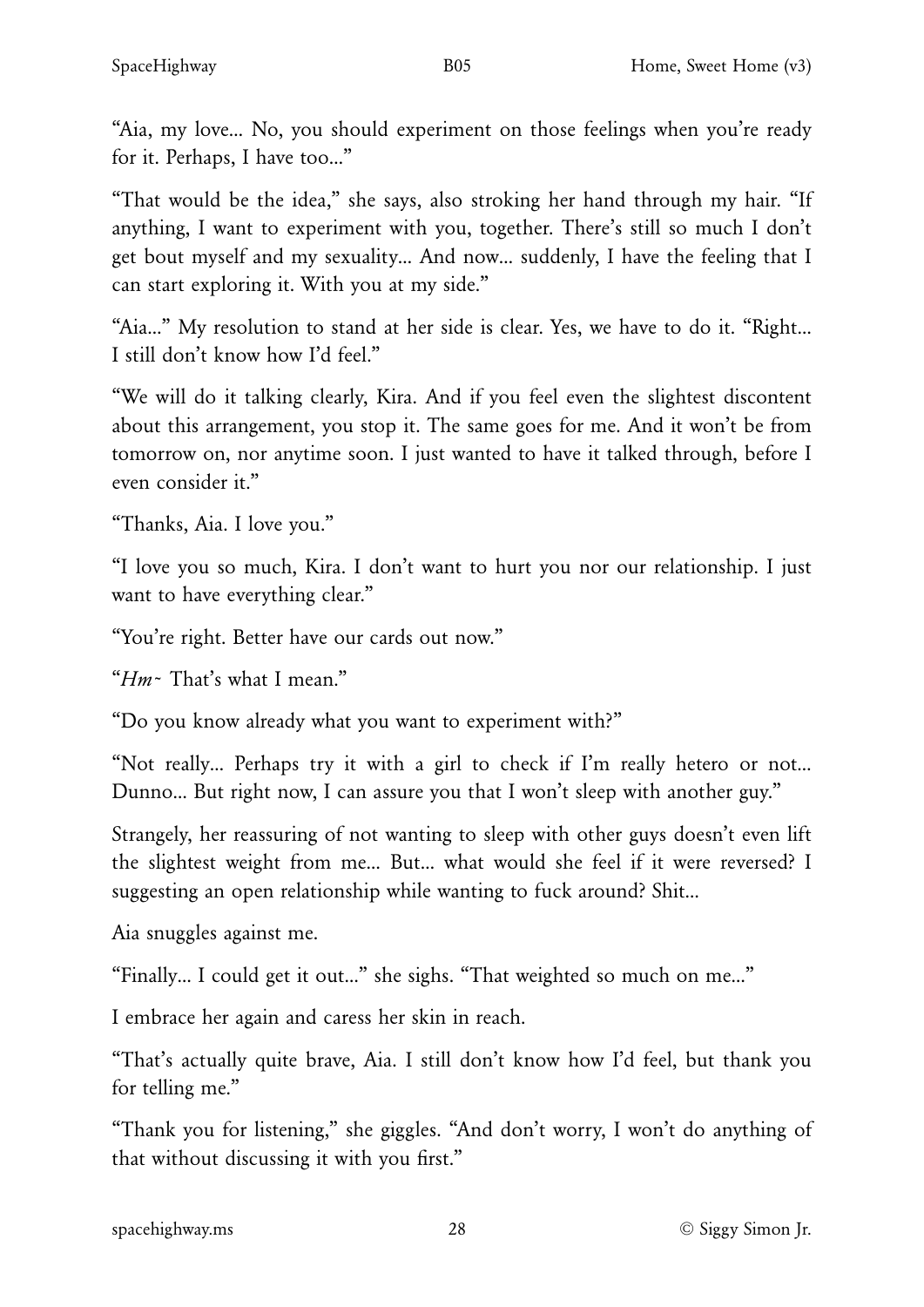"Aia, my love... No, you should experiment on those feelings when you're ready for it. Perhaps, I have too..."

"That would be the idea," she says, also stroking her hand through my hair. "If anything, I want to experiment with you, together. There's still so much I don't get bout myself and my sexuality... And now... suddenly, I have the feeling that I can start exploring it. With you at my side."

"Aia..." My resolution to stand at her side is clear. Yes, we have to do it. "Right... I still don't know how I'd feel."

"We will do it talking clearly, Kira. And if you feel even the slightest discontent about this arrangement, you stop it. The same goes for me. And it won't be from tomorrow on, nor anytime soon. I just wanted to have it talked through, before I even consider it."

"Thanks, Aia. I love you."

"I love you so much, Kira. I don't want to hurt you nor our relationship. I just want to have everything clear."

"You're right. Better have our cards out now."

"*Hm~* That's what I mean."

"Do you know already what you want to experiment with?"

"Not really... Perhaps try it with a girl to check if I'm really hetero or not... Dunno... But right now, I can assure you that I won't sleep with another guy."

Strangely, her reassuring of not wanting to sleep with other guys doesn't even lift the slightest weight from me... But... what would she feel if it were reversed? I suggesting an open relationship while wanting to fuck around? Shit...

Aia snuggles against me.

"Finally... I could get it out..." she sighs. "That weighted so much on me..."

I embrace her again and caress her skin in reach.

"That's actually quite brave, Aia. I still don't know how I'd feel, but thank you for telling me."

"Thank you for listening," she giggles. "And don't worry, I won't do anything of that without discussing it with you first."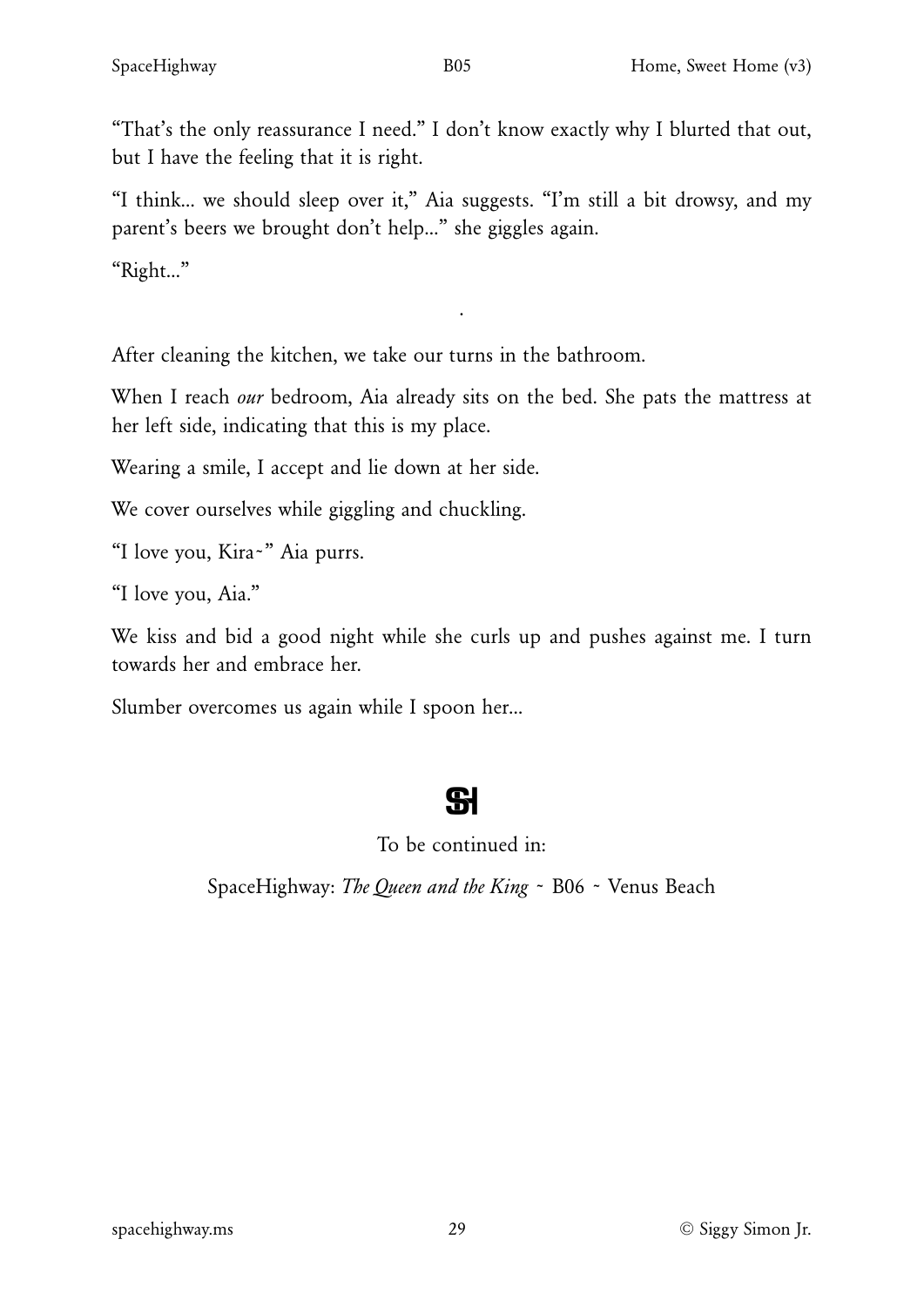"That's the only reassurance I need." I don't know exactly why I blurted that out, but I have the feeling that it is right.

"I think... we should sleep over it," Aia suggests. "I'm still a bit drowsy, and my parent's beers we brought don't help..." she giggles again.

"Right..."

·

After cleaning the kitchen, we take our turns in the bathroom.

When I reach *our* bedroom, Aia already sits on the bed. She pats the mattress at her left side, indicating that this is my place.

Wearing a smile, I accept and lie down at her side.

We cover ourselves while giggling and chuckling.

"I love you, Kira~" Aia purrs.

"I love you, Aia."

We kiss and bid a good night while she curls up and pushes against me. I turn towards her and embrace her.

Slumber overcomes us again while I spoon her...

SH

To be continued in:

SpaceHighway: *The Queen and the King* ~ B06 ~ Venus Beach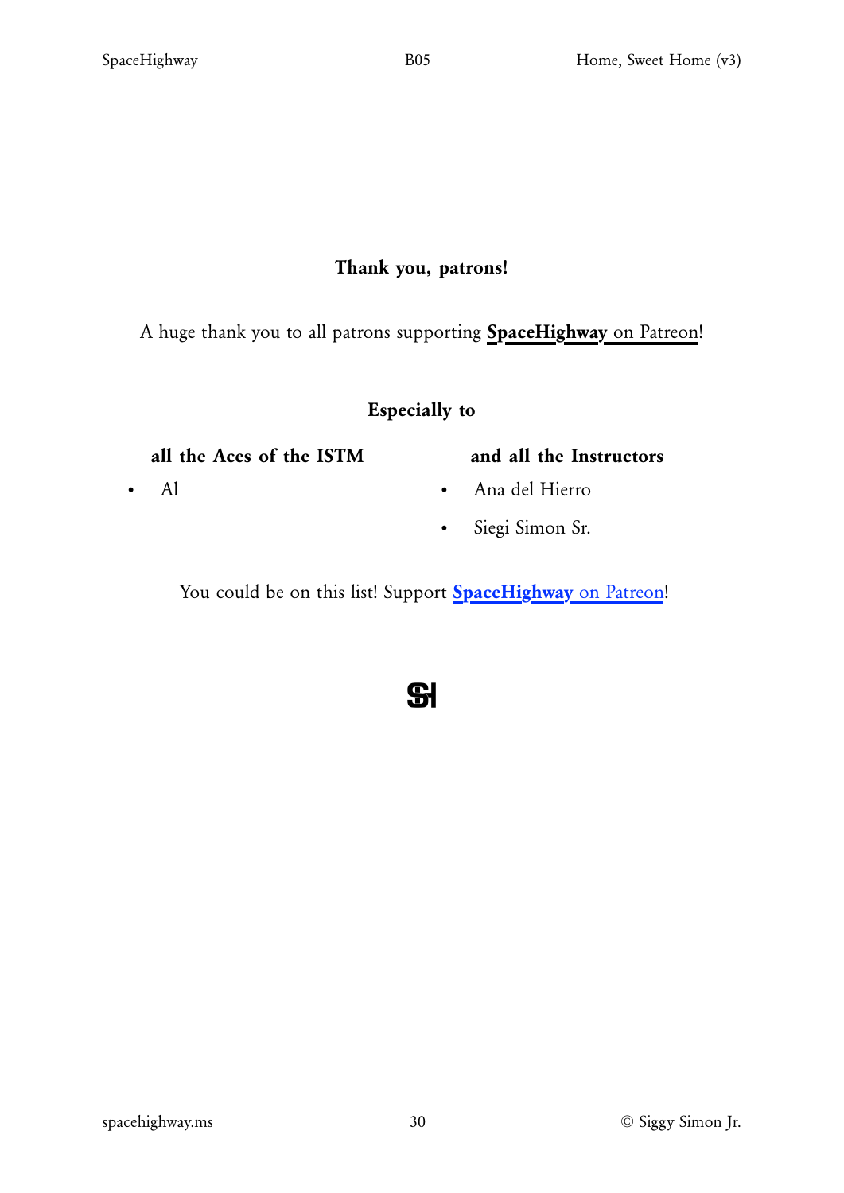## Thank you, patrons!

A huge thank you to all patrons supporting **SpaceHighway** on Patreon!

### Especially to

**all the Aces of the ISTM**

- Al

**and all the Instructors**

- Ana del Hierro
- Siegi Simon Sr.

You could be on this list! Support **SpaceHighway** on Patreon!

SH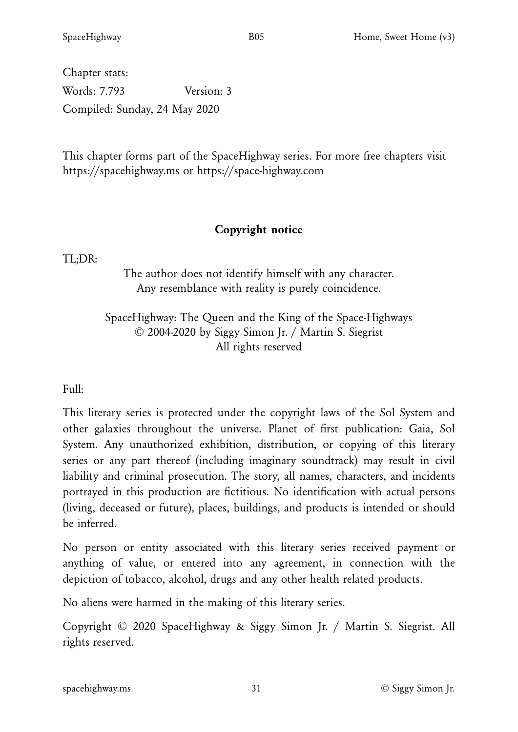Chapter stats:

Words: 7.793 Version: 3

Compiled: Sunday, 24 May 2020

This chapter forms part of the SpaceHighway series. For more free chapters visit https://spacehighway.ms or https://space-highway.com

**Copyright notice**

TL;DR:

The author does not identify himself with any character.
Any resemblance with reality is purely coincidence.

SpaceHighway: The Queen and the King of the Space-Highways
© 2004-2020 by Siggy Simon Jr. / Martin S. Siegrist
All rights reserved

Full:

This literary series is protected under the copyright laws of the Sol System and other galaxies throughout the universe. Planet of first publication: Gaia, Sol System. Any unauthorized exhibition, distribution, or copying of this literary series or any part thereof (including imaginary soundtrack) may result in civil liability and criminal prosecution. The story, all names, characters, and incidents portrayed in this production are fictitious. No identification with actual persons (living, deceased or future), places, buildings, and products is intended or should be inferred.

No person or entity associated with this literary series received payment or anything of value, or entered into any agreement, in connection with the depiction of tobacco, alcohol, drugs and any other health related products.

No aliens were harmed in the making of this literary series.

Copyright © 2020 SpaceHighway & Siggy Simon Jr. / Martin S. Siegrist. All rights reserved.